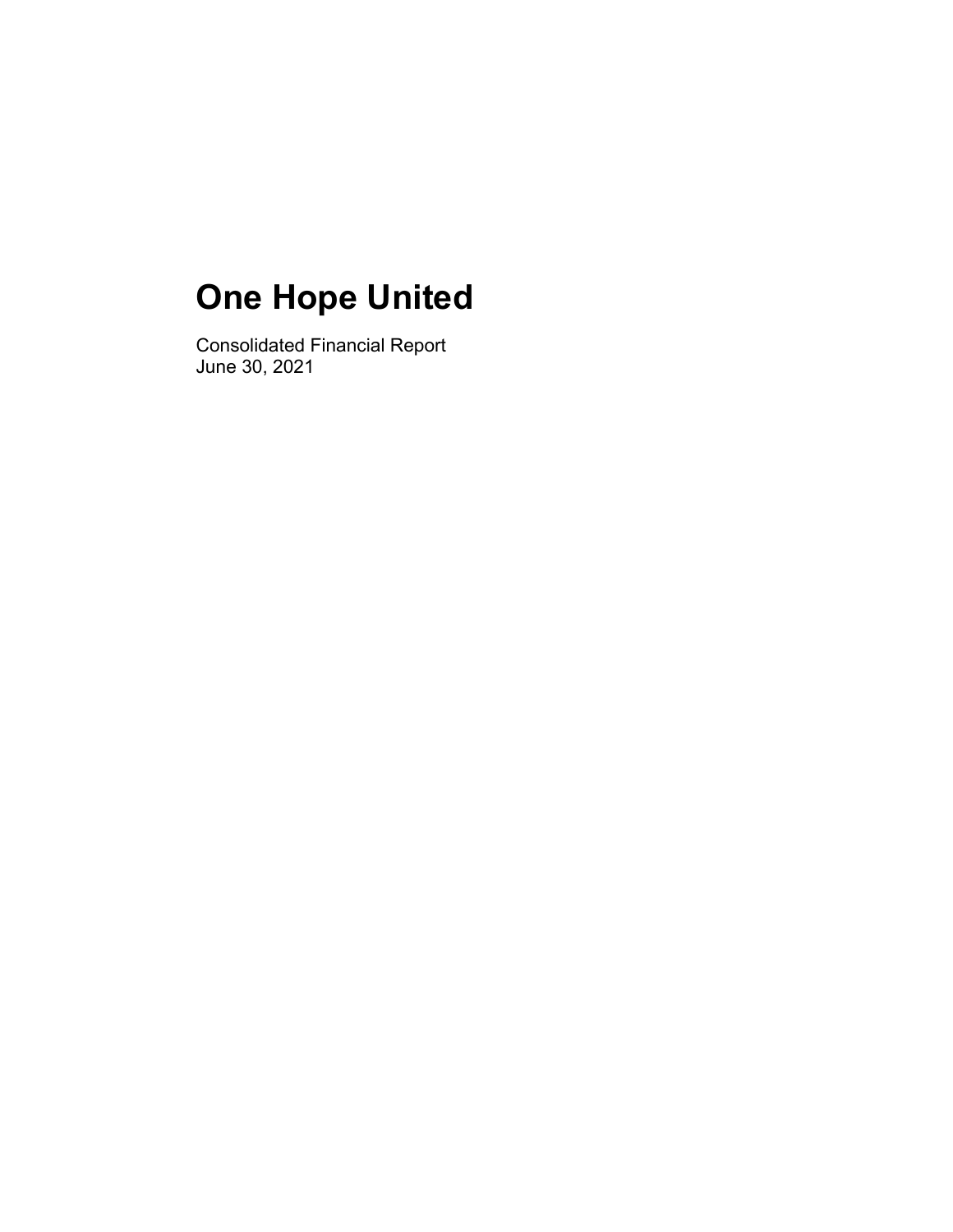# One Hope United

Consolidated Financial Report
June 30, 2021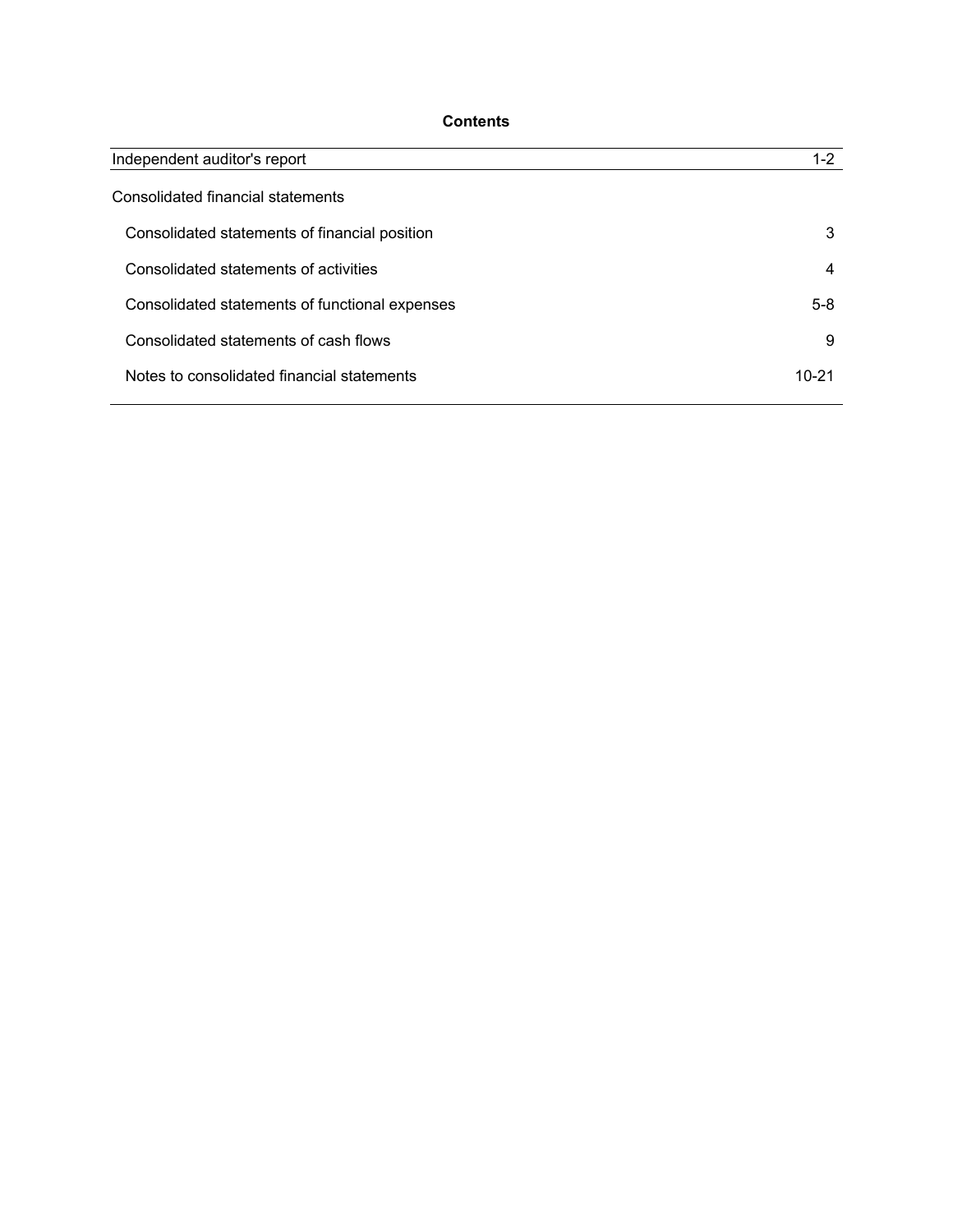**Contents**

| | |
|---|---|
| Independent auditor's report | 1-2 |
| Consolidated financial statements | |
| Consolidated statements of financial position | 3 |
| Consolidated statements of activities | 4 |
| Consolidated statements of functional expenses | 5-8 |
| Consolidated statements of cash flows | 9 |
| Notes to consolidated financial statements | 10-21 |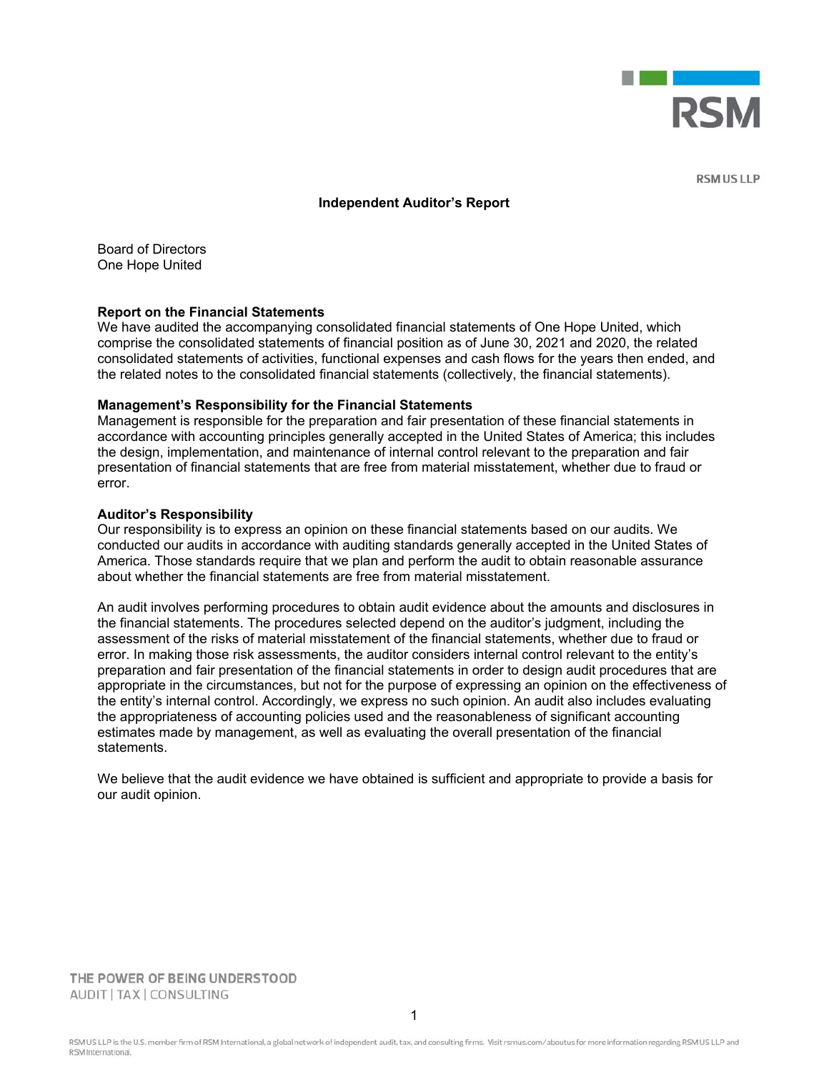RSM US LLP

## Independent Auditor's Report

Board of Directors
One Hope United

### Report on the Financial Statements

We have audited the accompanying consolidated financial statements of One Hope United, which comprise the consolidated statements of financial position as of June 30, 2021 and 2020, the related consolidated statements of activities, functional expenses and cash flows for the years then ended, and the related notes to the consolidated financial statements (collectively, the financial statements).

### Management's Responsibility for the Financial Statements

Management is responsible for the preparation and fair presentation of these financial statements in accordance with accounting principles generally accepted in the United States of America; this includes the design, implementation, and maintenance of internal control relevant to the preparation and fair presentation of financial statements that are free from material misstatement, whether due to fraud or error.

### Auditor's Responsibility

Our responsibility is to express an opinion on these financial statements based on our audits. We conducted our audits in accordance with auditing standards generally accepted in the United States of America. Those standards require that we plan and perform the audit to obtain reasonable assurance about whether the financial statements are free from material misstatement.

An audit involves performing procedures to obtain audit evidence about the amounts and disclosures in the financial statements. The procedures selected depend on the auditor's judgment, including the assessment of the risks of material misstatement of the financial statements, whether due to fraud or error. In making those risk assessments, the auditor considers internal control relevant to the entity's preparation and fair presentation of the financial statements in order to design audit procedures that are appropriate in the circumstances, but not for the purpose of expressing an opinion on the effectiveness of the entity's internal control. Accordingly, we express no such opinion. An audit also includes evaluating the appropriateness of accounting policies used and the reasonableness of significant accounting estimates made by management, as well as evaluating the overall presentation of the financial statements.

We believe that the audit evidence we have obtained is sufficient and appropriate to provide a basis for our audit opinion.

THE POWER OF BEING UNDERSTOOD
AUDIT | TAX | CONSULTING

RSM US LLP is the U.S. member firm of RSM International, a global network of independent audit, tax, and consulting firms. Visit rsmus.com/aboutus for more information regarding RSM US LLP and RSM International.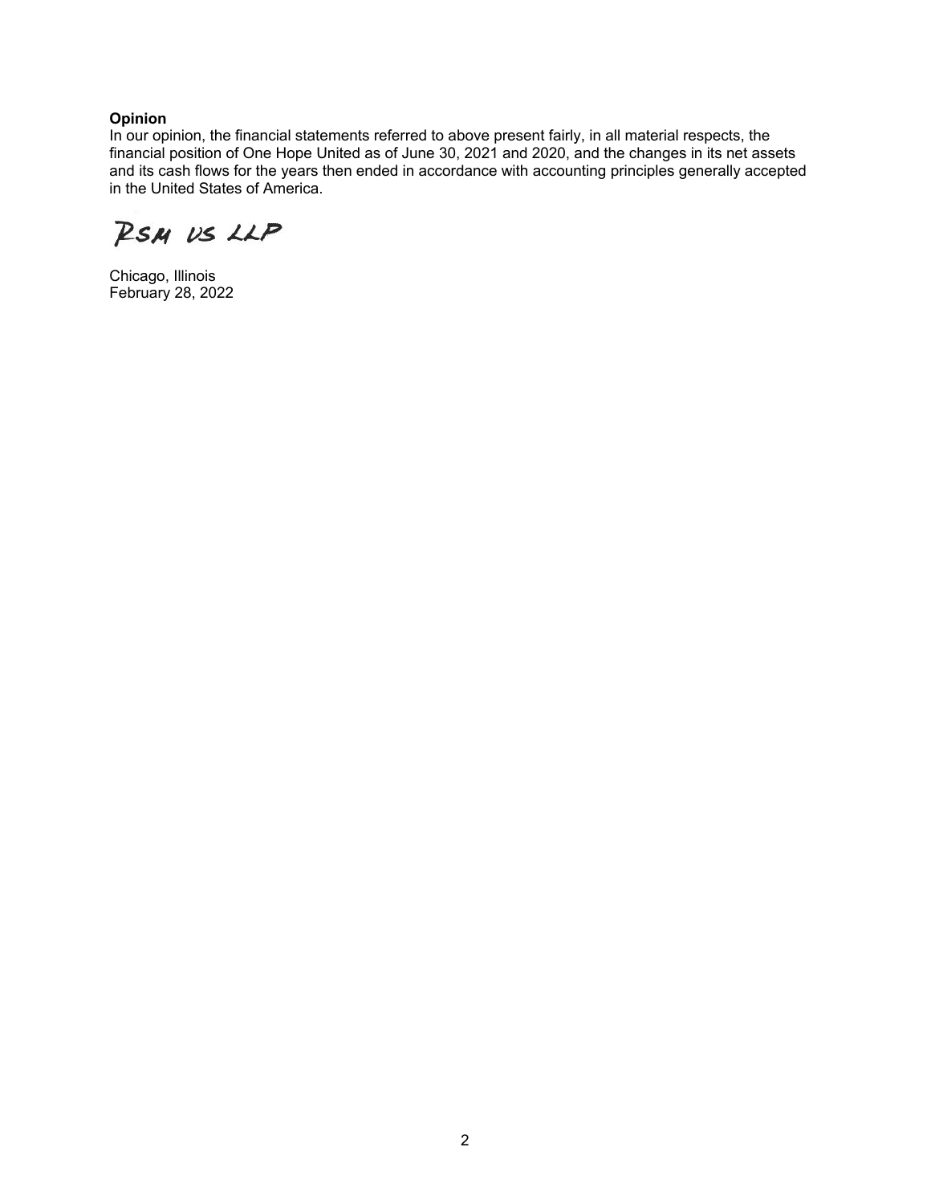**Opinion**
In our opinion, the financial statements referred to above present fairly, in all material respects, the financial position of One Hope United as of June 30, 2021 and 2020, and the changes in its net assets and its cash flows for the years then ended in accordance with accounting principles generally accepted in the United States of America.

RSM US LLP

Chicago, Illinois
February 28, 2022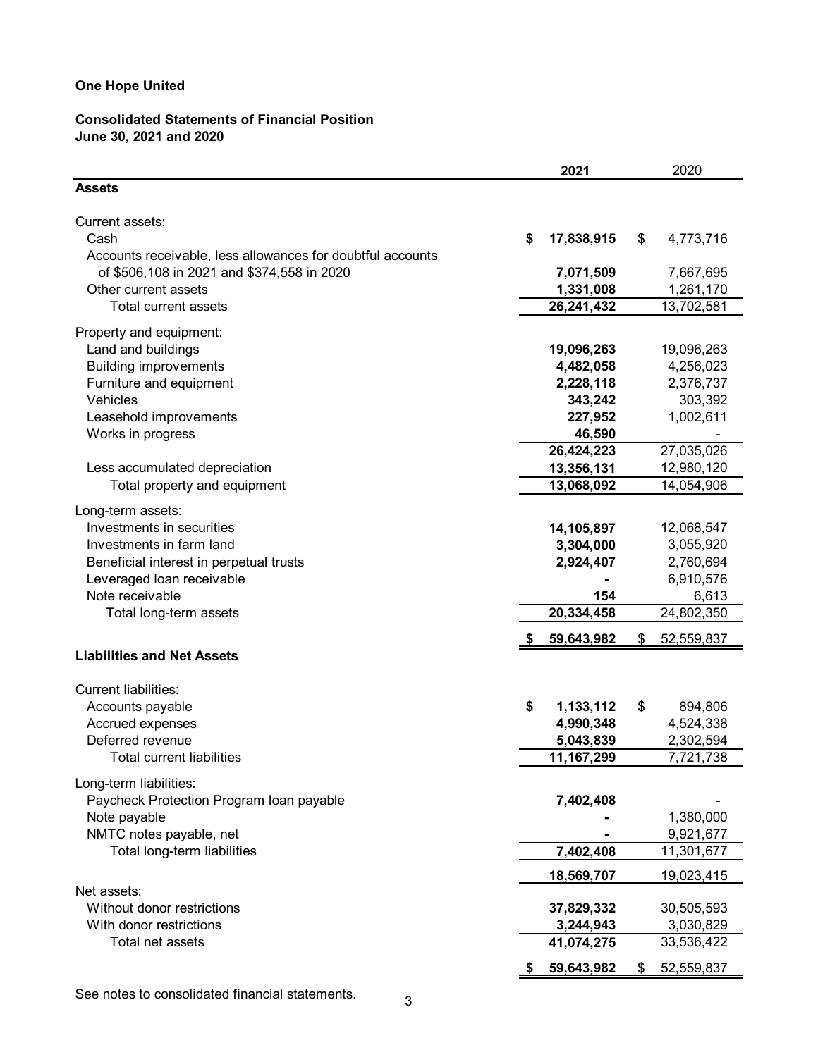**One Hope United**

**Consolidated Statements of Financial Position**
**June 30, 2021 and 2020**

| | 2021 | 2020 |
|---|---|---|
| **Assets** | | |
| Current assets: | | |
| Cash | $ 17,838,915 | $ 4,773,716 |
| Accounts receivable, less allowances for doubtful accounts of $506,108 in 2021 and $374,558 in 2020 | 7,071,509 | 7,667,695 |
| Other current assets | 1,331,008 | 1,261,170 |
| Total current assets | 26,241,432 | 13,702,581 |
| Property and equipment: | | |
| Land and buildings | 19,096,263 | 19,096,263 |
| Building improvements | 4,482,058 | 4,256,023 |
| Furniture and equipment | 2,228,118 | 2,376,737 |
| Vehicles | 343,242 | 303,392 |
| Leasehold improvements | 227,952 | 1,002,611 |
| Works in progress | 46,590 | - |
| | 26,424,223 | 27,035,026 |
| Less accumulated depreciation | 13,356,131 | 12,980,120 |
| Total property and equipment | 13,068,092 | 14,054,906 |
| Long-term assets: | | |
| Investments in securities | 14,105,897 | 12,068,547 |
| Investments in farm land | 3,304,000 | 3,055,920 |
| Beneficial interest in perpetual trusts | 2,924,407 | 2,760,694 |
| Leveraged loan receivable | - | 6,910,576 |
| Note receivable | 154 | 6,613 |
| Total long-term assets | 20,334,458 | 24,802,350 |
| | $ 59,643,982 | $ 52,559,837 |
| **Liabilities and Net Assets** | | |
| Current liabilities: | | |
| Accounts payable | $ 1,133,112 | $ 894,806 |
| Accrued expenses | 4,990,348 | 4,524,338 |
| Deferred revenue | 5,043,839 | 2,302,594 |
| Total current liabilities | 11,167,299 | 7,721,738 |
| Long-term liabilities: | | |
| Paycheck Protection Program loan payable | 7,402,408 | - |
| Note payable | - | 1,380,000 |
| NMTC notes payable, net | - | 9,921,677 |
| Total long-term liabilities | 7,402,408 | 11,301,677 |
| | 18,569,707 | 19,023,415 |
| Net assets: | | |
| Without donor restrictions | 37,829,332 | 30,505,593 |
| With donor restrictions | 3,244,943 | 3,030,829 |
| Total net assets | 41,074,275 | 33,536,422 |
| | $ 59,643,982 | $ 52,559,837 |

See notes to consolidated financial statements.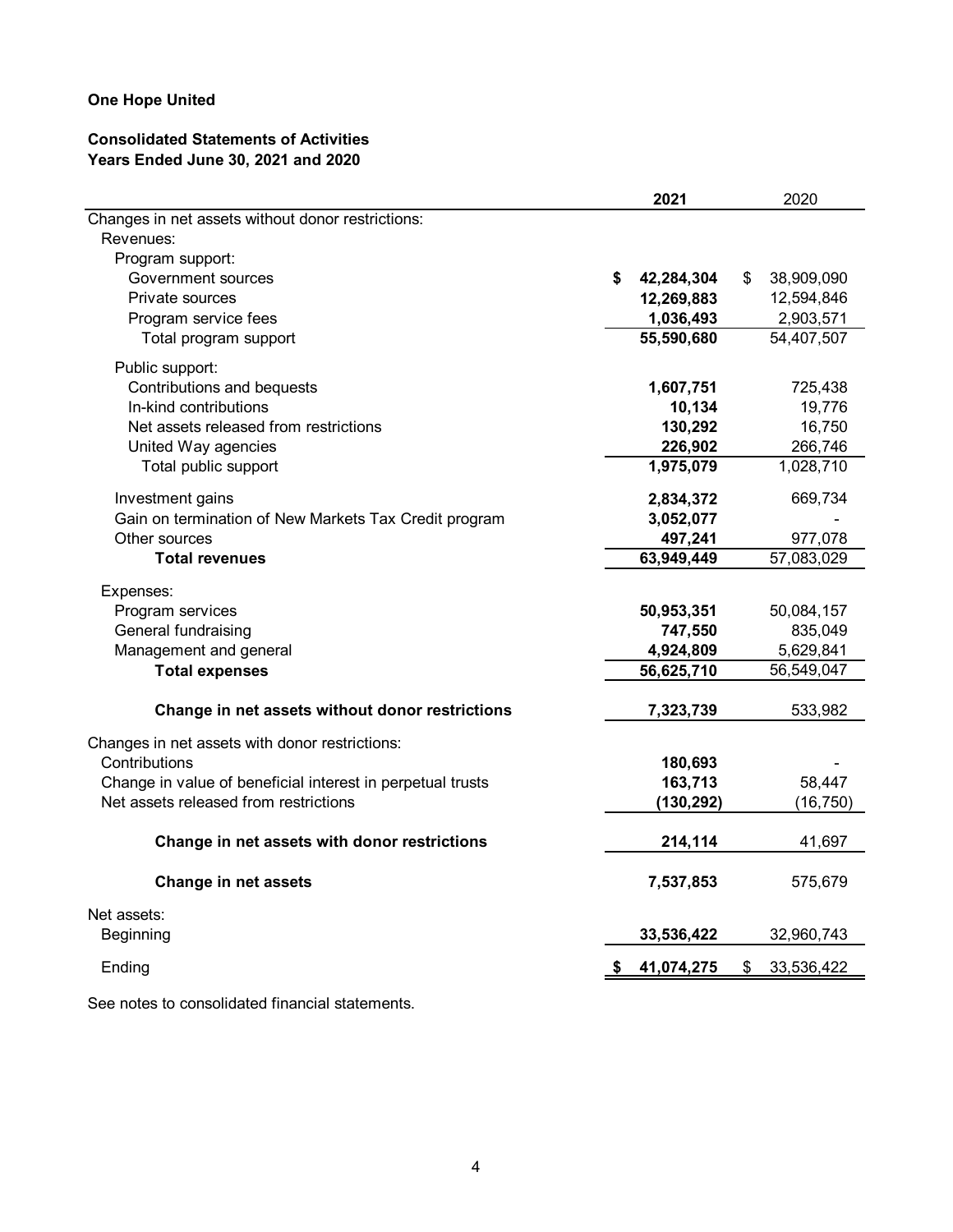**One Hope United**

**Consolidated Statements of Activities**
**Years Ended June 30, 2021 and 2020**

| | **2021** | 2020 |
|---|---|---|
| Changes in net assets without donor restrictions: | | |
| Revenues: | | |
| Program support: | | |
| Government sources | **$ 42,284,304** | $ 38,909,090 |
| Private sources | **12,269,883** | 12,594,846 |
| Program service fees | **1,036,493** | 2,903,571 |
| Total program support | **55,590,680** | 54,407,507 |
| Public support: | | |
| Contributions and bequests | **1,607,751** | 725,438 |
| In-kind contributions | **10,134** | 19,776 |
| Net assets released from restrictions | **130,292** | 16,750 |
| United Way agencies | **226,902** | 266,746 |
| Total public support | **1,975,079** | 1,028,710 |
| Investment gains | **2,834,372** | 669,734 |
| Gain on termination of New Markets Tax Credit program | **3,052,077** | - |
| Other sources | **497,241** | 977,078 |
| **Total revenues** | **63,949,449** | 57,083,029 |
| Expenses: | | |
| Program services | **50,953,351** | 50,084,157 |
| General fundraising | **747,550** | 835,049 |
| Management and general | **4,924,809** | 5,629,841 |
| **Total expenses** | **56,625,710** | 56,549,047 |
| **Change in net assets without donor restrictions** | **7,323,739** | 533,982 |
| Changes in net assets with donor restrictions: | | |
| Contributions | **180,693** | - |
| Change in value of beneficial interest in perpetual trusts | **163,713** | 58,447 |
| Net assets released from restrictions | **(130,292)** | (16,750) |
| **Change in net assets with donor restrictions** | **214,114** | 41,697 |
| **Change in net assets** | **7,537,853** | 575,679 |
| Net assets: | | |
| Beginning | **33,536,422** | 32,960,743 |
| Ending | **$ 41,074,275** | $ 33,536,422 |

See notes to consolidated financial statements.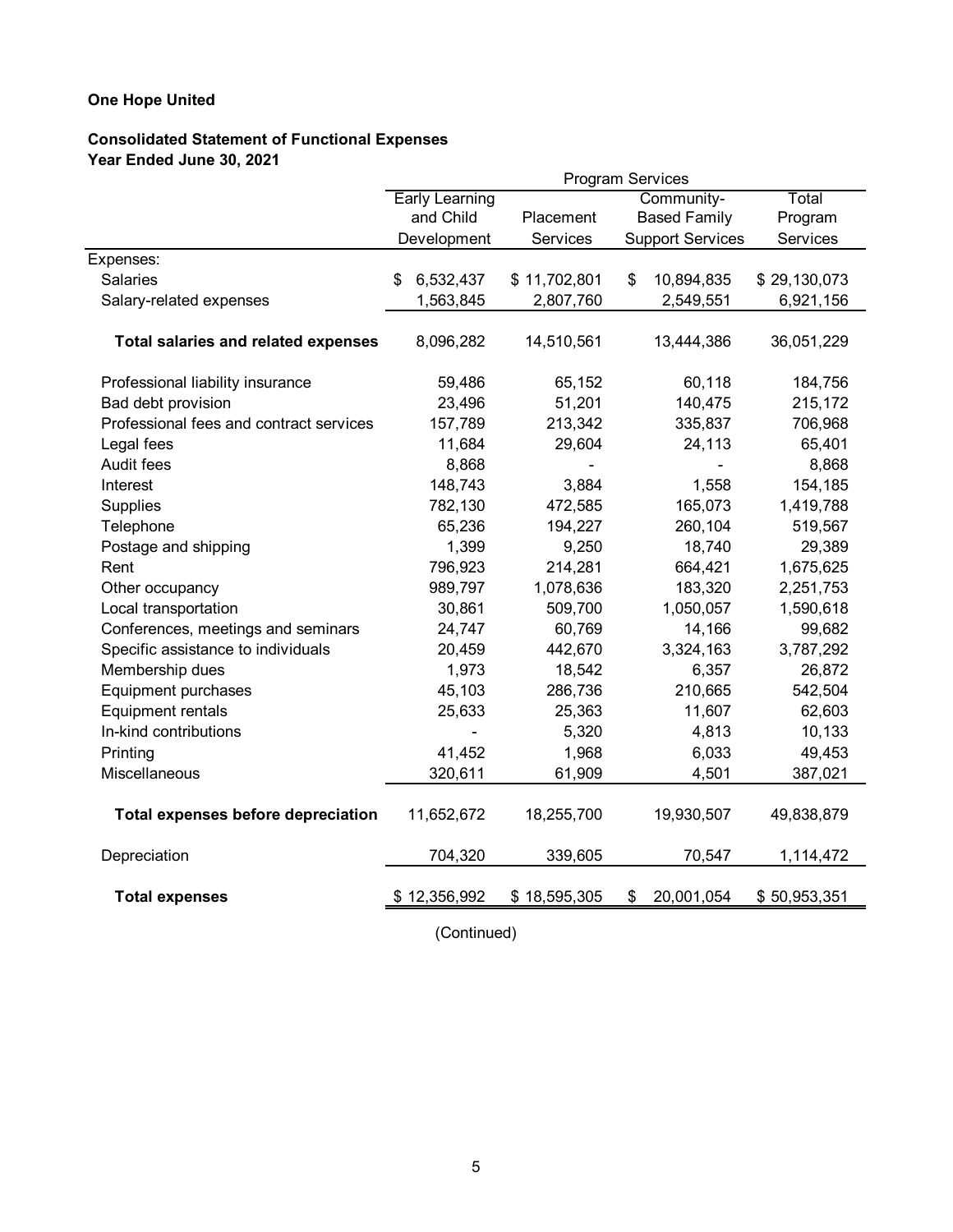**One Hope United**

**Consolidated Statement of Functional Expenses**
**Year Ended June 30, 2021**

| | Program Services | | | |
|---|---|---|---|---|
| | Early Learning and Child Development | Placement Services | Community-Based Family Support Services | Total Program Services |
| Expenses: | | | | |
| Salaries | $ 6,532,437 | $ 11,702,801 | $ 10,894,835 | $ 29,130,073 |
| Salary-related expenses | 1,563,845 | 2,807,760 | 2,549,551 | 6,921,156 |
| **Total salaries and related expenses** | 8,096,282 | 14,510,561 | 13,444,386 | 36,051,229 |
| Professional liability insurance | 59,486 | 65,152 | 60,118 | 184,756 |
| Bad debt provision | 23,496 | 51,201 | 140,475 | 215,172 |
| Professional fees and contract services | 157,789 | 213,342 | 335,837 | 706,968 |
| Legal fees | 11,684 | 29,604 | 24,113 | 65,401 |
| Audit fees | 8,868 | - | - | 8,868 |
| Interest | 148,743 | 3,884 | 1,558 | 154,185 |
| Supplies | 782,130 | 472,585 | 165,073 | 1,419,788 |
| Telephone | 65,236 | 194,227 | 260,104 | 519,567 |
| Postage and shipping | 1,399 | 9,250 | 18,740 | 29,389 |
| Rent | 796,923 | 214,281 | 664,421 | 1,675,625 |
| Other occupancy | 989,797 | 1,078,636 | 183,320 | 2,251,753 |
| Local transportation | 30,861 | 509,700 | 1,050,057 | 1,590,618 |
| Conferences, meetings and seminars | 24,747 | 60,769 | 14,166 | 99,682 |
| Specific assistance to individuals | 20,459 | 442,670 | 3,324,163 | 3,787,292 |
| Membership dues | 1,973 | 18,542 | 6,357 | 26,872 |
| Equipment purchases | 45,103 | 286,736 | 210,665 | 542,504 |
| Equipment rentals | 25,633 | 25,363 | 11,607 | 62,603 |
| In-kind contributions | - | 5,320 | 4,813 | 10,133 |
| Printing | 41,452 | 1,968 | 6,033 | 49,453 |
| Miscellaneous | 320,611 | 61,909 | 4,501 | 387,021 |
| **Total expenses before depreciation** | 11,652,672 | 18,255,700 | 19,930,507 | 49,838,879 |
| Depreciation | 704,320 | 339,605 | 70,547 | 1,114,472 |
| **Total expenses** | $ 12,356,992 | $ 18,595,305 | $ 20,001,054 | $ 50,953,351 |

(Continued)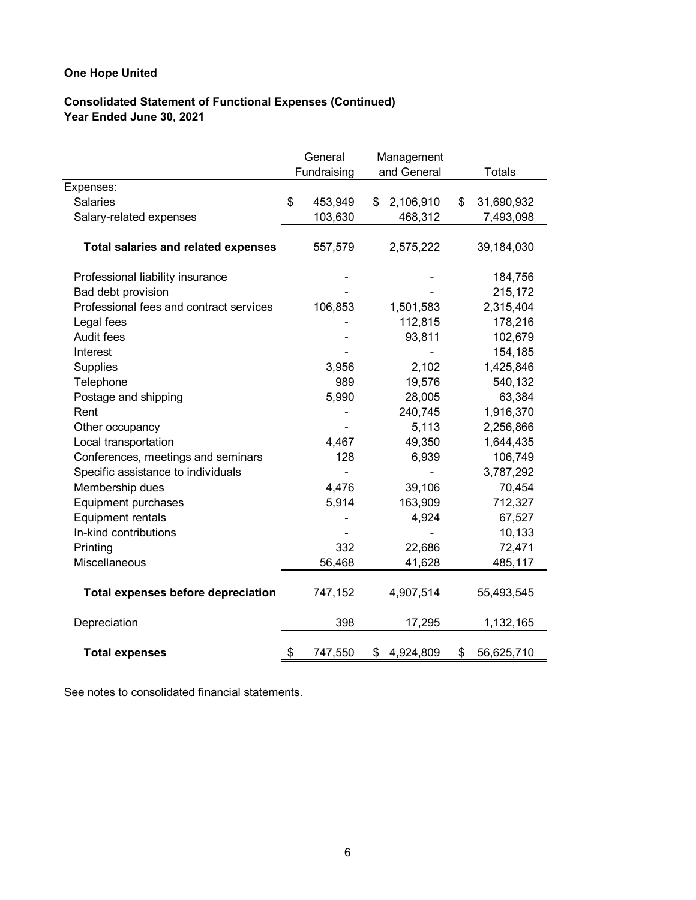**One Hope United**

**Consolidated Statement of Functional Expenses (Continued)**
**Year Ended June 30, 2021**

| | General Fundraising | Management and General | Totals |
|---|---|---|---|
| Expenses: | | | |
| Salaries | $ 453,949 | $ 2,106,910 | $ 31,690,932 |
| Salary-related expenses | 103,630 | 468,312 | 7,493,098 |
| **Total salaries and related expenses** | 557,579 | 2,575,222 | 39,184,030 |
| Professional liability insurance | - | - | 184,756 |
| Bad debt provision | - | - | 215,172 |
| Professional fees and contract services | 106,853 | 1,501,583 | 2,315,404 |
| Legal fees | - | 112,815 | 178,216 |
| Audit fees | - | 93,811 | 102,679 |
| Interest | - | - | 154,185 |
| Supplies | 3,956 | 2,102 | 1,425,846 |
| Telephone | 989 | 19,576 | 540,132 |
| Postage and shipping | 5,990 | 28,005 | 63,384 |
| Rent | - | 240,745 | 1,916,370 |
| Other occupancy | - | 5,113 | 2,256,866 |
| Local transportation | 4,467 | 49,350 | 1,644,435 |
| Conferences, meetings and seminars | 128 | 6,939 | 106,749 |
| Specific assistance to individuals | - | - | 3,787,292 |
| Membership dues | 4,476 | 39,106 | 70,454 |
| Equipment purchases | 5,914 | 163,909 | 712,327 |
| Equipment rentals | - | 4,924 | 67,527 |
| In-kind contributions | - | - | 10,133 |
| Printing | 332 | 22,686 | 72,471 |
| Miscellaneous | 56,468 | 41,628 | 485,117 |
| **Total expenses before depreciation** | 747,152 | 4,907,514 | 55,493,545 |
| Depreciation | 398 | 17,295 | 1,132,165 |
| **Total expenses** | $ 747,550 | $ 4,924,809 | $ 56,625,710 |

See notes to consolidated financial statements.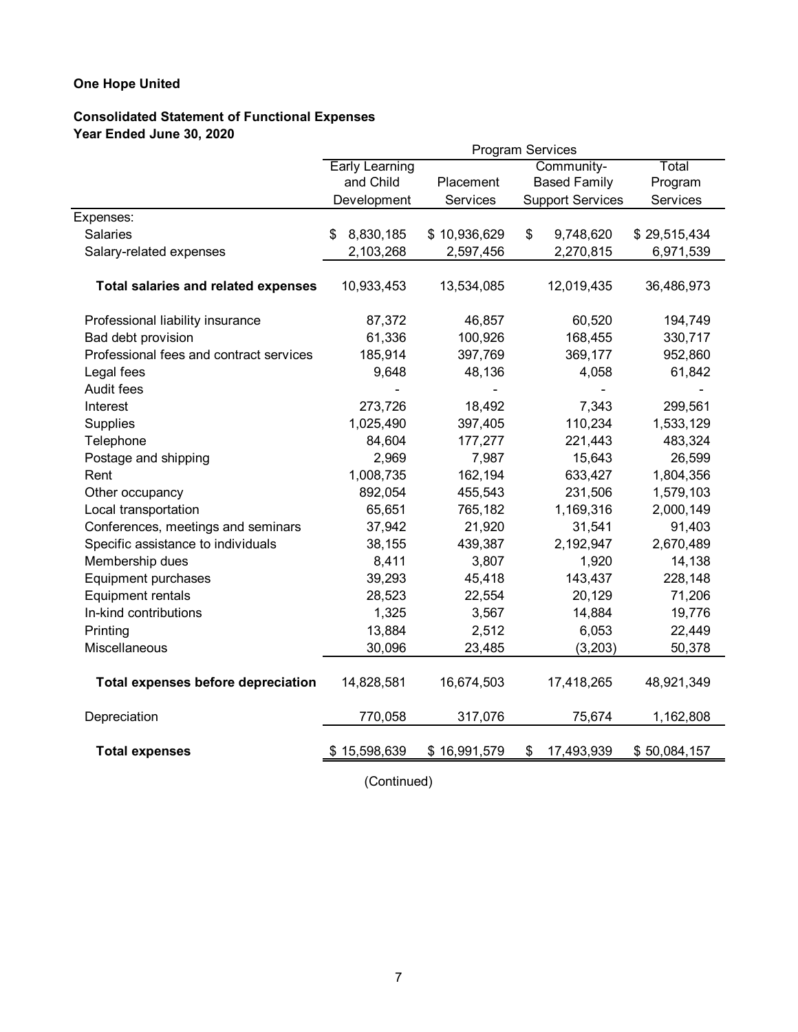**One Hope United**

**Consolidated Statement of Functional Expenses**
**Year Ended June 30, 2020**

| | Program Services | | | |
|---|---|---|---|---|
| | Early Learning and Child Development | Placement Services | Community-Based Family Support Services | Total Program Services |
| Expenses: | | | | |
| Salaries | $ 8,830,185 | $ 10,936,629 | $ 9,748,620 | $ 29,515,434 |
| Salary-related expenses | 2,103,268 | 2,597,456 | 2,270,815 | 6,971,539 |
| **Total salaries and related expenses** | 10,933,453 | 13,534,085 | 12,019,435 | 36,486,973 |
| Professional liability insurance | 87,372 | 46,857 | 60,520 | 194,749 |
| Bad debt provision | 61,336 | 100,926 | 168,455 | 330,717 |
| Professional fees and contract services | 185,914 | 397,769 | 369,177 | 952,860 |
| Legal fees | 9,648 | 48,136 | 4,058 | 61,842 |
| Audit fees | - | - | - | - |
| Interest | 273,726 | 18,492 | 7,343 | 299,561 |
| Supplies | 1,025,490 | 397,405 | 110,234 | 1,533,129 |
| Telephone | 84,604 | 177,277 | 221,443 | 483,324 |
| Postage and shipping | 2,969 | 7,987 | 15,643 | 26,599 |
| Rent | 1,008,735 | 162,194 | 633,427 | 1,804,356 |
| Other occupancy | 892,054 | 455,543 | 231,506 | 1,579,103 |
| Local transportation | 65,651 | 765,182 | 1,169,316 | 2,000,149 |
| Conferences, meetings and seminars | 37,942 | 21,920 | 31,541 | 91,403 |
| Specific assistance to individuals | 38,155 | 439,387 | 2,192,947 | 2,670,489 |
| Membership dues | 8,411 | 3,807 | 1,920 | 14,138 |
| Equipment purchases | 39,293 | 45,418 | 143,437 | 228,148 |
| Equipment rentals | 28,523 | 22,554 | 20,129 | 71,206 |
| In-kind contributions | 1,325 | 3,567 | 14,884 | 19,776 |
| Printing | 13,884 | 2,512 | 6,053 | 22,449 |
| Miscellaneous | 30,096 | 23,485 | (3,203) | 50,378 |
| **Total expenses before depreciation** | 14,828,581 | 16,674,503 | 17,418,265 | 48,921,349 |
| Depreciation | 770,058 | 317,076 | 75,674 | 1,162,808 |
| **Total expenses** | $ 15,598,639 | $ 16,991,579 | $ 17,493,939 | $ 50,084,157 |

(Continued)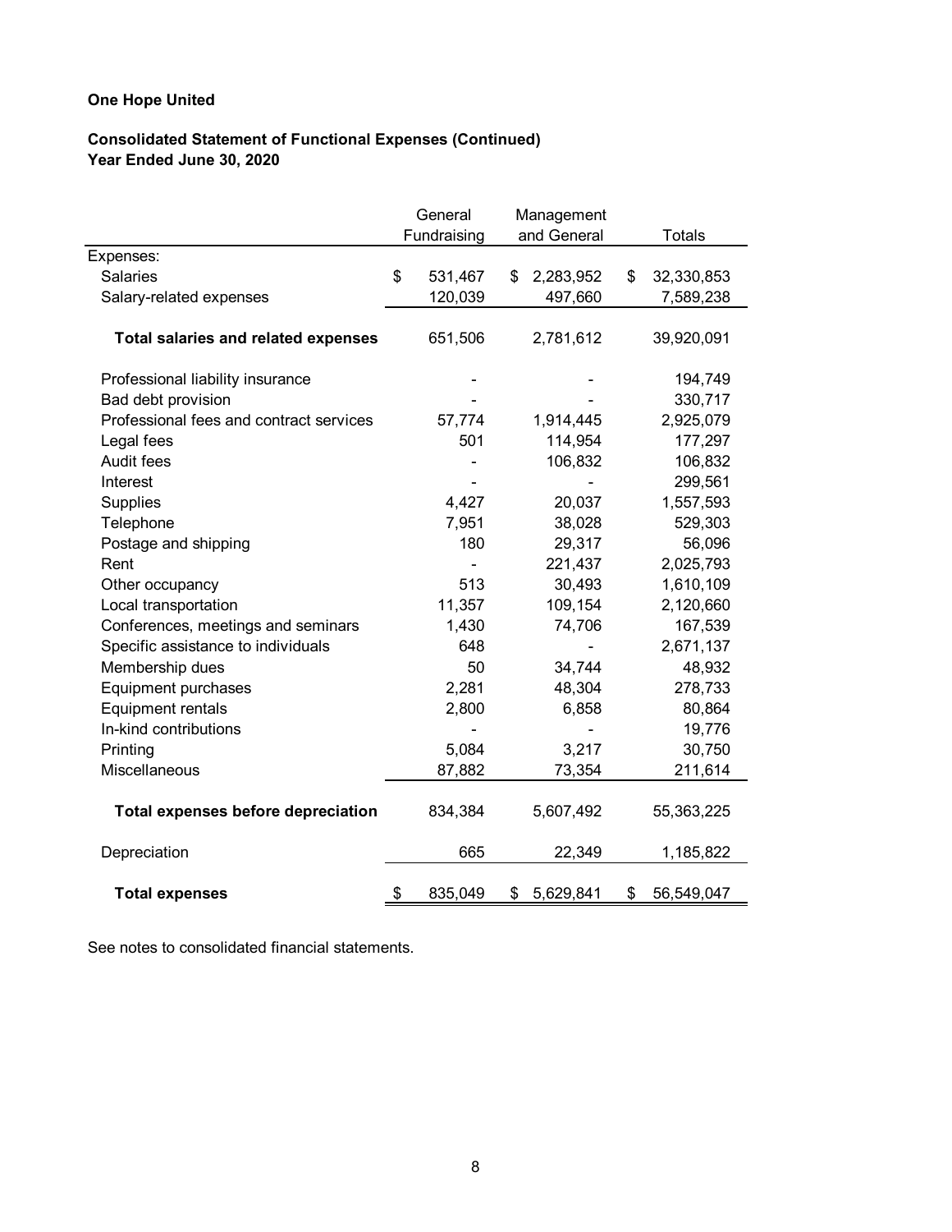**One Hope United**

**Consolidated Statement of Functional Expenses (Continued)**
**Year Ended June 30, 2020**

| | General Fundraising | Management and General | Totals |
|---|---|---|---|
| Expenses: | | | |
| Salaries | $ 531,467 | $ 2,283,952 | $ 32,330,853 |
| Salary-related expenses | 120,039 | 497,660 | 7,589,238 |
| **Total salaries and related expenses** | 651,506 | 2,781,612 | 39,920,091 |
| Professional liability insurance | - | - | 194,749 |
| Bad debt provision | - | - | 330,717 |
| Professional fees and contract services | 57,774 | 1,914,445 | 2,925,079 |
| Legal fees | 501 | 114,954 | 177,297 |
| Audit fees | - | 106,832 | 106,832 |
| Interest | - | - | 299,561 |
| Supplies | 4,427 | 20,037 | 1,557,593 |
| Telephone | 7,951 | 38,028 | 529,303 |
| Postage and shipping | 180 | 29,317 | 56,096 |
| Rent | - | 221,437 | 2,025,793 |
| Other occupancy | 513 | 30,493 | 1,610,109 |
| Local transportation | 11,357 | 109,154 | 2,120,660 |
| Conferences, meetings and seminars | 1,430 | 74,706 | 167,539 |
| Specific assistance to individuals | 648 | - | 2,671,137 |
| Membership dues | 50 | 34,744 | 48,932 |
| Equipment purchases | 2,281 | 48,304 | 278,733 |
| Equipment rentals | 2,800 | 6,858 | 80,864 |
| In-kind contributions | - | - | 19,776 |
| Printing | 5,084 | 3,217 | 30,750 |
| Miscellaneous | 87,882 | 73,354 | 211,614 |
| **Total expenses before depreciation** | 834,384 | 5,607,492 | 55,363,225 |
| Depreciation | 665 | 22,349 | 1,185,822 |
| **Total expenses** | $ 835,049 | $ 5,629,841 | $ 56,549,047 |

See notes to consolidated financial statements.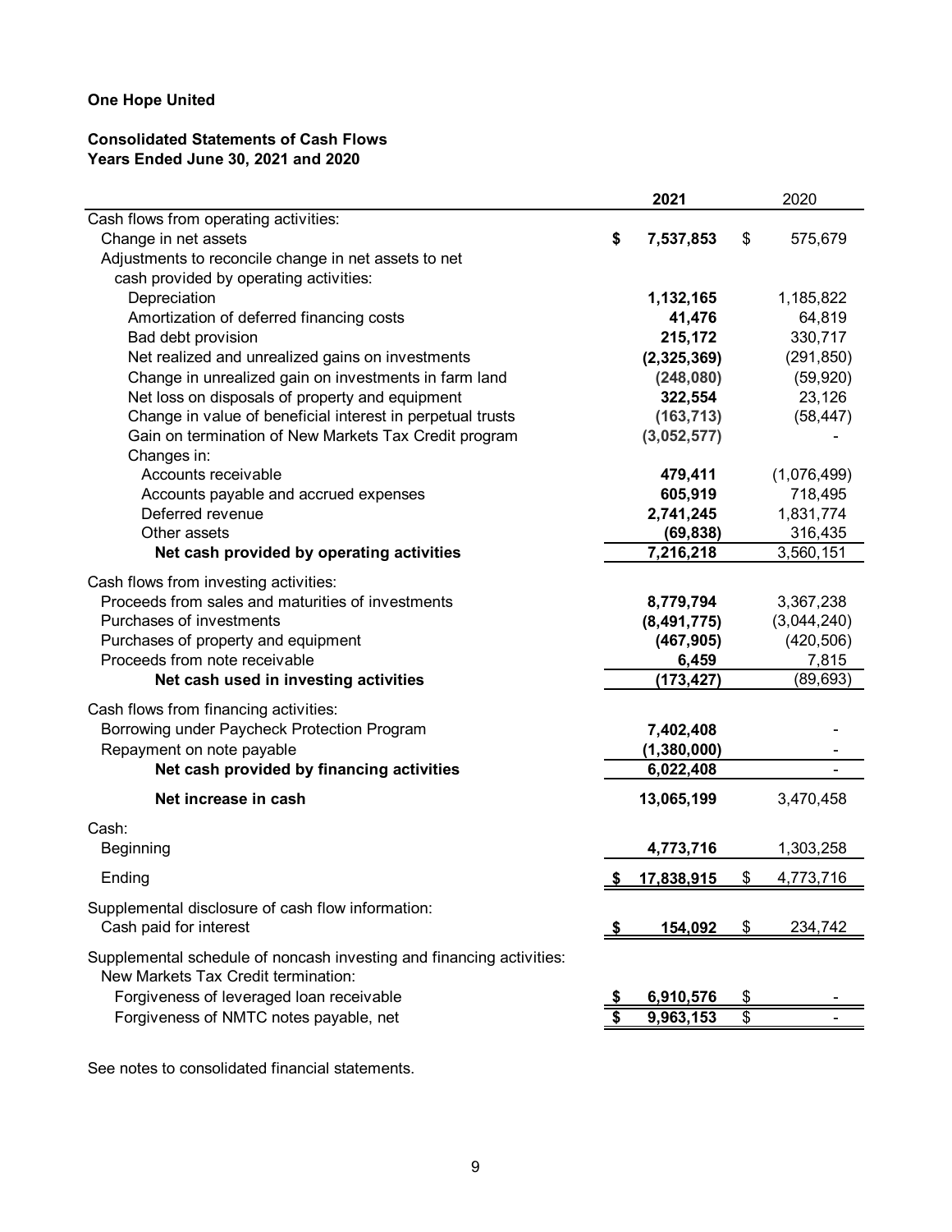**One Hope United**

**Consolidated Statements of Cash Flows**
**Years Ended June 30, 2021 and 2020**

| | 2021 | 2020 |
|---|---|---|
| Cash flows from operating activities: | | |
| Change in net assets | $ 7,537,853 | $ 575,679 |
| Adjustments to reconcile change in net assets to net cash provided by operating activities: | | |
| Depreciation | 1,132,165 | 1,185,822 |
| Amortization of deferred financing costs | 41,476 | 64,819 |
| Bad debt provision | 215,172 | 330,717 |
| Net realized and unrealized gains on investments | (2,325,369) | (291,850) |
| Change in unrealized gain on investments in farm land | (248,080) | (59,920) |
| Net loss on disposals of property and equipment | 322,554 | 23,126 |
| Change in value of beneficial interest in perpetual trusts | (163,713) | (58,447) |
| Gain on termination of New Markets Tax Credit program | (3,052,577) | - |
| Changes in: | | |
| Accounts receivable | 479,411 | (1,076,499) |
| Accounts payable and accrued expenses | 605,919 | 718,495 |
| Deferred revenue | 2,741,245 | 1,831,774 |
| Other assets | (69,838) | 316,435 |
| **Net cash provided by operating activities** | 7,216,218 | 3,560,151 |
| Cash flows from investing activities: | | |
| Proceeds from sales and maturities of investments | 8,779,794 | 3,367,238 |
| Purchases of investments | (8,491,775) | (3,044,240) |
| Purchases of property and equipment | (467,905) | (420,506) |
| Proceeds from note receivable | 6,459 | 7,815 |
| **Net cash used in investing activities** | (173,427) | (89,693) |
| Cash flows from financing activities: | | |
| Borrowing under Paycheck Protection Program | 7,402,408 | - |
| Repayment on note payable | (1,380,000) | - |
| **Net cash provided by financing activities** | 6,022,408 | - |
| **Net increase in cash** | 13,065,199 | 3,470,458 |
| Cash: | | |
| Beginning | 4,773,716 | 1,303,258 |
| Ending | $ 17,838,915 | $ 4,773,716 |
| Supplemental disclosure of cash flow information: | | |
| Cash paid for interest | $ 154,092 | $ 234,742 |
| Supplemental schedule of noncash investing and financing activities: | | |
| New Markets Tax Credit termination: | | |
| Forgiveness of leveraged loan receivable | $ 6,910,576 | $ - |
| Forgiveness of NMTC notes payable, net | $ 9,963,153 | $ - |

See notes to consolidated financial statements.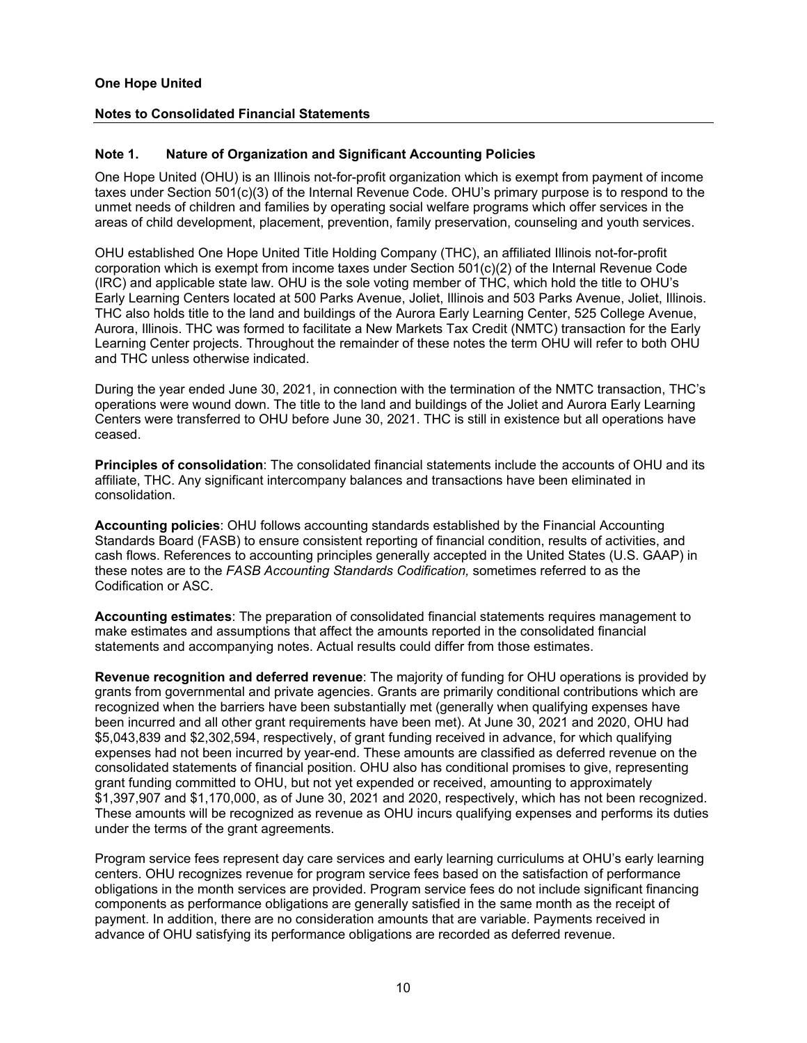**One Hope United**

**Notes to Consolidated Financial Statements**

## Note 1. Nature of Organization and Significant Accounting Policies

One Hope United (OHU) is an Illinois not-for-profit organization which is exempt from payment of income taxes under Section 501(c)(3) of the Internal Revenue Code. OHU's primary purpose is to respond to the unmet needs of children and families by operating social welfare programs which offer services in the areas of child development, placement, prevention, family preservation, counseling and youth services.

OHU established One Hope United Title Holding Company (THC), an affiliated Illinois not-for-profit corporation which is exempt from income taxes under Section 501(c)(2) of the Internal Revenue Code (IRC) and applicable state law. OHU is the sole voting member of THC, which hold the title to OHU's Early Learning Centers located at 500 Parks Avenue, Joliet, Illinois and 503 Parks Avenue, Joliet, Illinois. THC also holds title to the land and buildings of the Aurora Early Learning Center, 525 College Avenue, Aurora, Illinois. THC was formed to facilitate a New Markets Tax Credit (NMTC) transaction for the Early Learning Center projects. Throughout the remainder of these notes the term OHU will refer to both OHU and THC unless otherwise indicated.

During the year ended June 30, 2021, in connection with the termination of the NMTC transaction, THC's operations were wound down. The title to the land and buildings of the Joliet and Aurora Early Learning Centers were transferred to OHU before June 30, 2021. THC is still in existence but all operations have ceased.

**Principles of consolidation**: The consolidated financial statements include the accounts of OHU and its affiliate, THC. Any significant intercompany balances and transactions have been eliminated in consolidation.

**Accounting policies**: OHU follows accounting standards established by the Financial Accounting Standards Board (FASB) to ensure consistent reporting of financial condition, results of activities, and cash flows. References to accounting principles generally accepted in the United States (U.S. GAAP) in these notes are to the *FASB Accounting Standards Codification,* sometimes referred to as the Codification or ASC.

**Accounting estimates**: The preparation of consolidated financial statements requires management to make estimates and assumptions that affect the amounts reported in the consolidated financial statements and accompanying notes. Actual results could differ from those estimates.

**Revenue recognition and deferred revenue**: The majority of funding for OHU operations is provided by grants from governmental and private agencies. Grants are primarily conditional contributions which are recognized when the barriers have been substantially met (generally when qualifying expenses have been incurred and all other grant requirements have been met). At June 30, 2021 and 2020, OHU had $5,043,839 and $2,302,594, respectively, of grant funding received in advance, for which qualifying expenses had not been incurred by year-end. These amounts are classified as deferred revenue on the consolidated statements of financial position. OHU also has conditional promises to give, representing grant funding committed to OHU, but not yet expended or received, amounting to approximately $1,397,907 and $1,170,000, as of June 30, 2021 and 2020, respectively, which has not been recognized. These amounts will be recognized as revenue as OHU incurs qualifying expenses and performs its duties under the terms of the grant agreements.

Program service fees represent day care services and early learning curriculums at OHU's early learning centers. OHU recognizes revenue for program service fees based on the satisfaction of performance obligations in the month services are provided. Program service fees do not include significant financing components as performance obligations are generally satisfied in the same month as the receipt of payment. In addition, there are no consideration amounts that are variable. Payments received in advance of OHU satisfying its performance obligations are recorded as deferred revenue.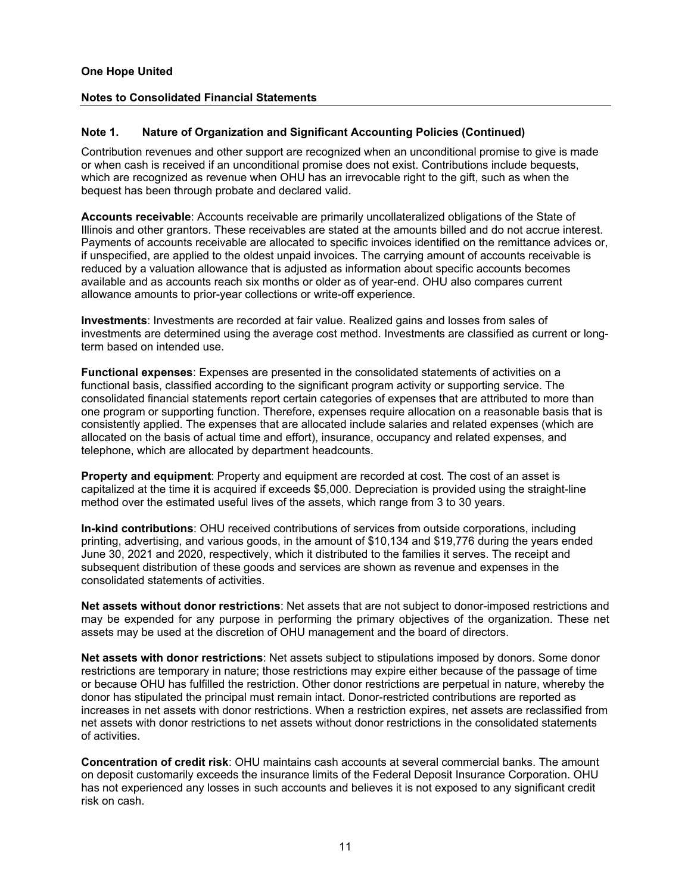**One Hope United**

**Notes to Consolidated Financial Statements**

## Note 1. Nature of Organization and Significant Accounting Policies (Continued)

Contribution revenues and other support are recognized when an unconditional promise to give is made or when cash is received if an unconditional promise does not exist. Contributions include bequests, which are recognized as revenue when OHU has an irrevocable right to the gift, such as when the bequest has been through probate and declared valid.

**Accounts receivable**: Accounts receivable are primarily uncollateralized obligations of the State of Illinois and other grantors. These receivables are stated at the amounts billed and do not accrue interest. Payments of accounts receivable are allocated to specific invoices identified on the remittance advices or, if unspecified, are applied to the oldest unpaid invoices. The carrying amount of accounts receivable is reduced by a valuation allowance that is adjusted as information about specific accounts becomes available and as accounts reach six months or older as of year-end. OHU also compares current allowance amounts to prior-year collections or write-off experience.

**Investments**: Investments are recorded at fair value. Realized gains and losses from sales of investments are determined using the average cost method. Investments are classified as current or long-term based on intended use.

**Functional expenses**: Expenses are presented in the consolidated statements of activities on a functional basis, classified according to the significant program activity or supporting service. The consolidated financial statements report certain categories of expenses that are attributed to more than one program or supporting function. Therefore, expenses require allocation on a reasonable basis that is consistently applied. The expenses that are allocated include salaries and related expenses (which are allocated on the basis of actual time and effort), insurance, occupancy and related expenses, and telephone, which are allocated by department headcounts.

**Property and equipment**: Property and equipment are recorded at cost. The cost of an asset is capitalized at the time it is acquired if exceeds $5,000. Depreciation is provided using the straight-line method over the estimated useful lives of the assets, which range from 3 to 30 years.

**In-kind contributions**: OHU received contributions of services from outside corporations, including printing, advertising, and various goods, in the amount of $10,134 and $19,776 during the years ended June 30, 2021 and 2020, respectively, which it distributed to the families it serves. The receipt and subsequent distribution of these goods and services are shown as revenue and expenses in the consolidated statements of activities.

**Net assets without donor restrictions**: Net assets that are not subject to donor-imposed restrictions and may be expended for any purpose in performing the primary objectives of the organization. These net assets may be used at the discretion of OHU management and the board of directors.

**Net assets with donor restrictions**: Net assets subject to stipulations imposed by donors. Some donor restrictions are temporary in nature; those restrictions may expire either because of the passage of time or because OHU has fulfilled the restriction. Other donor restrictions are perpetual in nature, whereby the donor has stipulated the principal must remain intact. Donor-restricted contributions are reported as increases in net assets with donor restrictions. When a restriction expires, net assets are reclassified from net assets with donor restrictions to net assets without donor restrictions in the consolidated statements of activities.

**Concentration of credit risk**: OHU maintains cash accounts at several commercial banks. The amount on deposit customarily exceeds the insurance limits of the Federal Deposit Insurance Corporation. OHU has not experienced any losses in such accounts and believes it is not exposed to any significant credit risk on cash.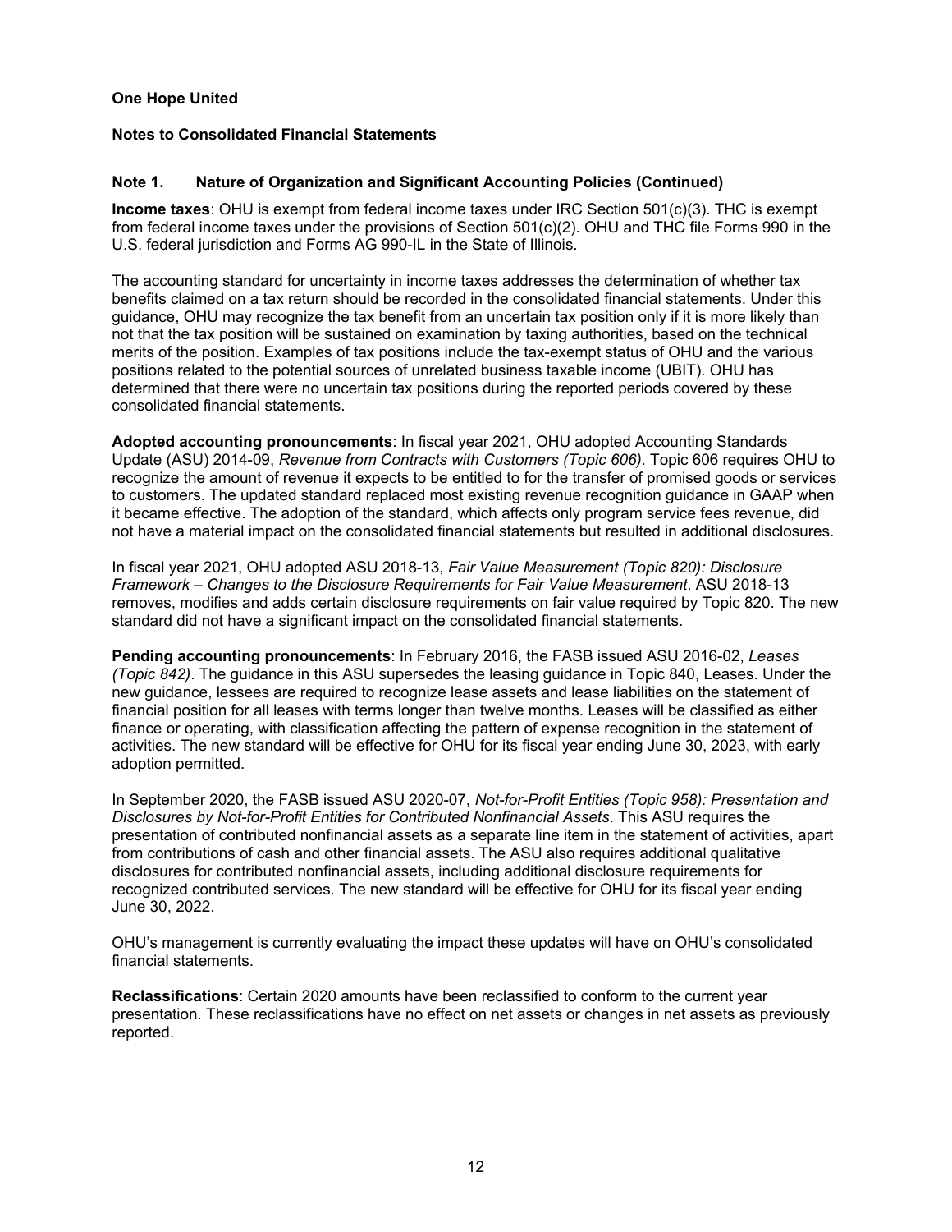**One Hope United**

**Notes to Consolidated Financial Statements**

## Note 1. Nature of Organization and Significant Accounting Policies (Continued)

**Income taxes**: OHU is exempt from federal income taxes under IRC Section 501(c)(3). THC is exempt from federal income taxes under the provisions of Section 501(c)(2). OHU and THC file Forms 990 in the U.S. federal jurisdiction and Forms AG 990-IL in the State of Illinois.

The accounting standard for uncertainty in income taxes addresses the determination of whether tax benefits claimed on a tax return should be recorded in the consolidated financial statements. Under this guidance, OHU may recognize the tax benefit from an uncertain tax position only if it is more likely than not that the tax position will be sustained on examination by taxing authorities, based on the technical merits of the position. Examples of tax positions include the tax-exempt status of OHU and the various positions related to the potential sources of unrelated business taxable income (UBIT). OHU has determined that there were no uncertain tax positions during the reported periods covered by these consolidated financial statements.

**Adopted accounting pronouncements**: In fiscal year 2021, OHU adopted Accounting Standards Update (ASU) 2014-09, *Revenue from Contracts with Customers (Topic 606)*. Topic 606 requires OHU to recognize the amount of revenue it expects to be entitled to for the transfer of promised goods or services to customers. The updated standard replaced most existing revenue recognition guidance in GAAP when it became effective. The adoption of the standard, which affects only program service fees revenue, did not have a material impact on the consolidated financial statements but resulted in additional disclosures.

In fiscal year 2021, OHU adopted ASU 2018-13, *Fair Value Measurement (Topic 820): Disclosure Framework – Changes to the Disclosure Requirements for Fair Value Measurement*. ASU 2018-13 removes, modifies and adds certain disclosure requirements on fair value required by Topic 820. The new standard did not have a significant impact on the consolidated financial statements.

**Pending accounting pronouncements**: In February 2016, the FASB issued ASU 2016-02, *Leases (Topic 842)*. The guidance in this ASU supersedes the leasing guidance in Topic 840, Leases. Under the new guidance, lessees are required to recognize lease assets and lease liabilities on the statement of financial position for all leases with terms longer than twelve months. Leases will be classified as either finance or operating, with classification affecting the pattern of expense recognition in the statement of activities. The new standard will be effective for OHU for its fiscal year ending June 30, 2023, with early adoption permitted.

In September 2020, the FASB issued ASU 2020-07, *Not-for-Profit Entities (Topic 958): Presentation and Disclosures by Not-for-Profit Entities for Contributed Nonfinancial Assets*. This ASU requires the presentation of contributed nonfinancial assets as a separate line item in the statement of activities, apart from contributions of cash and other financial assets. The ASU also requires additional qualitative disclosures for contributed nonfinancial assets, including additional disclosure requirements for recognized contributed services. The new standard will be effective for OHU for its fiscal year ending June 30, 2022.

OHU's management is currently evaluating the impact these updates will have on OHU's consolidated financial statements.

**Reclassifications**: Certain 2020 amounts have been reclassified to conform to the current year presentation. These reclassifications have no effect on net assets or changes in net assets as previously reported.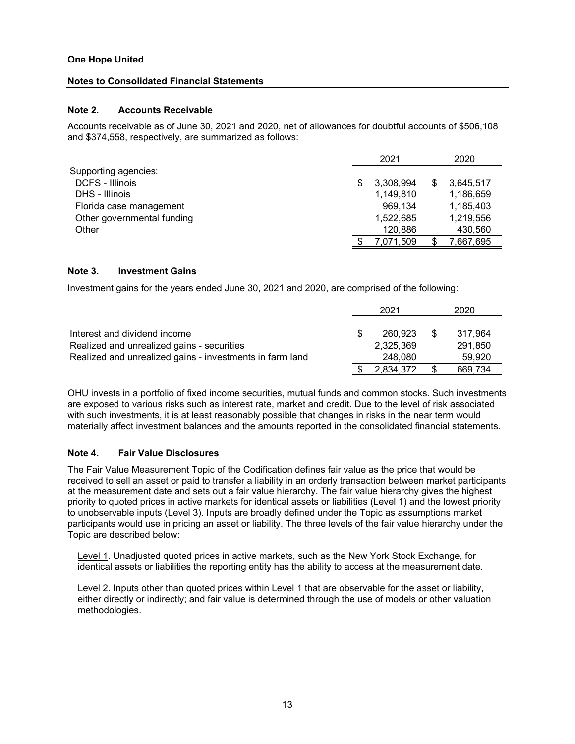**One Hope United**

**Notes to Consolidated Financial Statements**

### Note 2. Accounts Receivable

Accounts receivable as of June 30, 2021 and 2020, net of allowances for doubtful accounts of $506,108 and $374,558, respectively, are summarized as follows:

| | 2021 | 2020 |
|---|---|---|
| Supporting agencies: | | |
| DCFS - Illinois | $ 3,308,994 | $ 3,645,517 |
| DHS - Illinois | 1,149,810 | 1,186,659 |
| Florida case management | 969,134 | 1,185,403 |
| Other governmental funding | 1,522,685 | 1,219,556 |
| Other | 120,886 | 430,560 |
| | $ 7,071,509 | $ 7,667,695 |

### Note 3. Investment Gains

Investment gains for the years ended June 30, 2021 and 2020, are comprised of the following:

| | 2021 | 2020 |
|---|---|---|
| Interest and dividend income | $ 260,923 | $ 317,964 |
| Realized and unrealized gains - securities | 2,325,369 | 291,850 |
| Realized and unrealized gains - investments in farm land | 248,080 | 59,920 |
| | $ 2,834,372 | $ 669,734 |

OHU invests in a portfolio of fixed income securities, mutual funds and common stocks. Such investments are exposed to various risks such as interest rate, market and credit. Due to the level of risk associated with such investments, it is at least reasonably possible that changes in risks in the near term would materially affect investment balances and the amounts reported in the consolidated financial statements.

### Note 4. Fair Value Disclosures

The Fair Value Measurement Topic of the Codification defines fair value as the price that would be received to sell an asset or paid to transfer a liability in an orderly transaction between market participants at the measurement date and sets out a fair value hierarchy. The fair value hierarchy gives the highest priority to quoted prices in active markets for identical assets or liabilities (Level 1) and the lowest priority to unobservable inputs (Level 3). Inputs are broadly defined under the Topic as assumptions market participants would use in pricing an asset or liability. The three levels of the fair value hierarchy under the Topic are described below:

Level 1. Unadjusted quoted prices in active markets, such as the New York Stock Exchange, for identical assets or liabilities the reporting entity has the ability to access at the measurement date.

Level 2. Inputs other than quoted prices within Level 1 that are observable for the asset or liability, either directly or indirectly; and fair value is determined through the use of models or other valuation methodologies.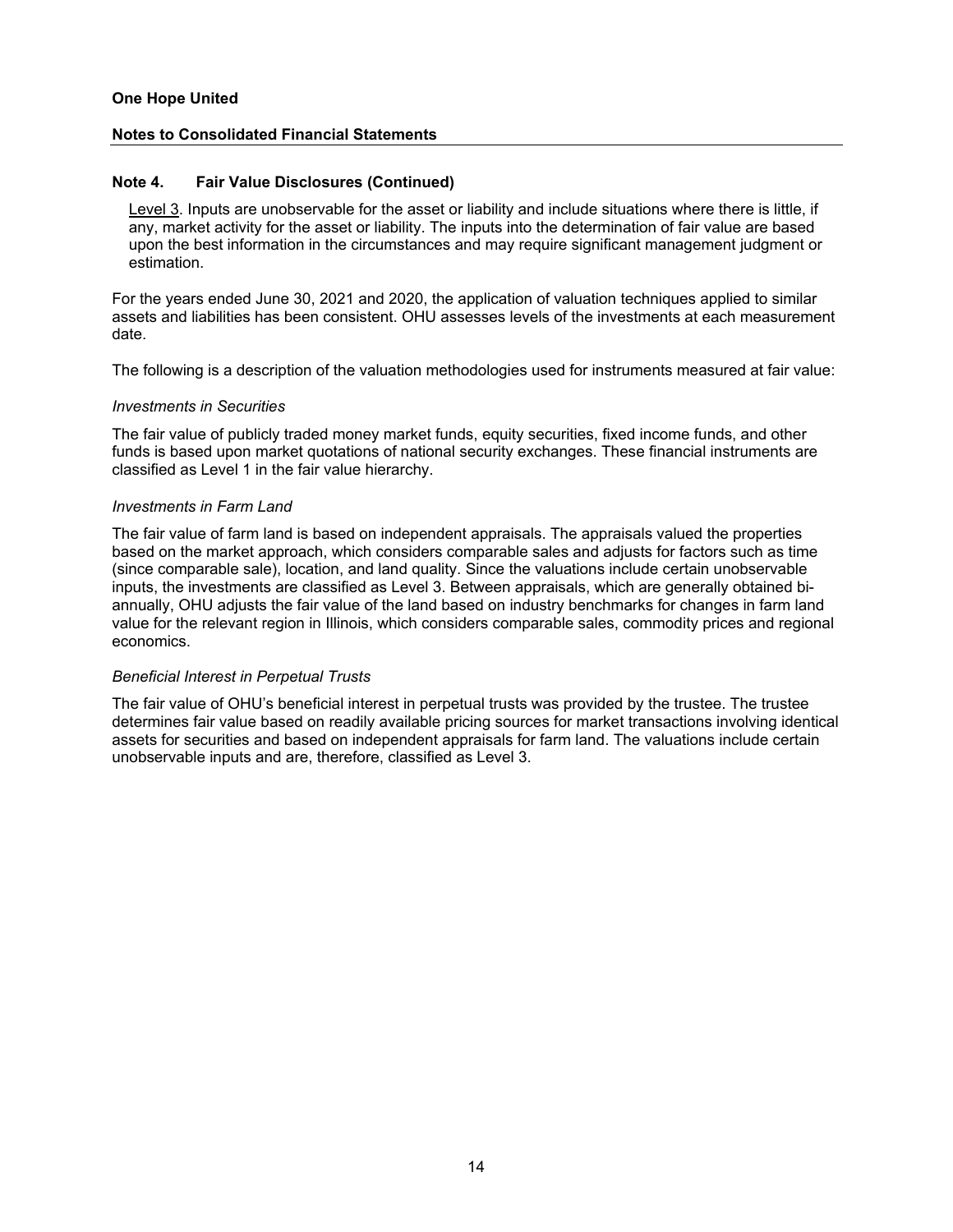### Note 4. Fair Value Disclosures (Continued)

Level 3. Inputs are unobservable for the asset or liability and include situations where there is little, if any, market activity for the asset or liability. The inputs into the determination of fair value are based upon the best information in the circumstances and may require significant management judgment or estimation.

For the years ended June 30, 2021 and 2020, the application of valuation techniques applied to similar assets and liabilities has been consistent. OHU assesses levels of the investments at each measurement date.

The following is a description of the valuation methodologies used for instruments measured at fair value:

*Investments in Securities*

The fair value of publicly traded money market funds, equity securities, fixed income funds, and other funds is based upon market quotations of national security exchanges. These financial instruments are classified as Level 1 in the fair value hierarchy.

*Investments in Farm Land*

The fair value of farm land is based on independent appraisals. The appraisals valued the properties based on the market approach, which considers comparable sales and adjusts for factors such as time (since comparable sale), location, and land quality. Since the valuations include certain unobservable inputs, the investments are classified as Level 3. Between appraisals, which are generally obtained bi-annually, OHU adjusts the fair value of the land based on industry benchmarks for changes in farm land value for the relevant region in Illinois, which considers comparable sales, commodity prices and regional economics.

*Beneficial Interest in Perpetual Trusts*

The fair value of OHU's beneficial interest in perpetual trusts was provided by the trustee. The trustee determines fair value based on readily available pricing sources for market transactions involving identical assets for securities and based on independent appraisals for farm land. The valuations include certain unobservable inputs and are, therefore, classified as Level 3.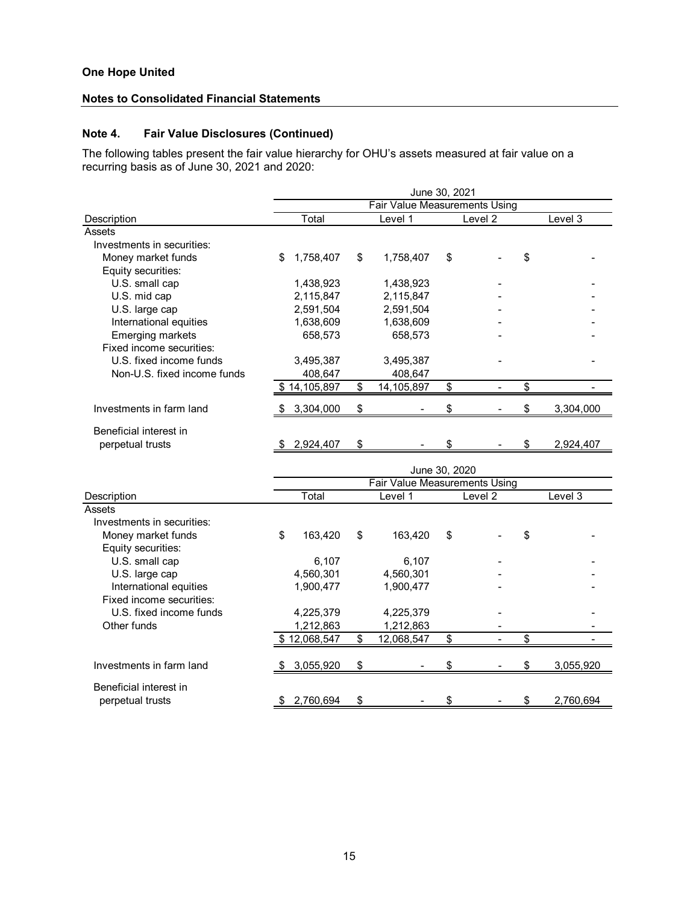**One Hope United**

**Notes to Consolidated Financial Statements**

## Note 4. Fair Value Disclosures (Continued)

The following tables present the fair value hierarchy for OHU's assets measured at fair value on a recurring basis as of June 30, 2021 and 2020:

| | June 30, 2021 | | | |
|---|---|---|---|---|
| | | Fair Value Measurements Using | | |
| Description | Total | Level 1 | Level 2 | Level 3 |
| Assets | | | | |
| Investments in securities: | | | | |
| Money market funds | $ 1,758,407 | $ 1,758,407 | $ - | $ - |
| Equity securities: | | | | |
| U.S. small cap | 1,438,923 | 1,438,923 | - | - |
| U.S. mid cap | 2,115,847 | 2,115,847 | - | - |
| U.S. large cap | 2,591,504 | 2,591,504 | - | - |
| International equities | 1,638,609 | 1,638,609 | - | - |
| Emerging markets | 658,573 | 658,573 | - | - |
| Fixed income securities: | | | | |
| U.S. fixed income funds | 3,495,387 | 3,495,387 | - | - |
| Non-U.S. fixed income funds | 408,647 | 408,647 | | |
| | $ 14,105,897 | $ 14,105,897 | $ - | $ - |
| Investments in farm land | $ 3,304,000 | $ - | $ - | $ 3,304,000 |
| Beneficial interest in perpetual trusts | $ 2,924,407 | $ - | $ - | $ 2,924,407 |

| | June 30, 2020 | | | |
|---|---|---|---|---|
| | | Fair Value Measurements Using | | |
| Description | Total | Level 1 | Level 2 | Level 3 |
| Assets | | | | |
| Investments in securities: | | | | |
| Money market funds | $ 163,420 | $ 163,420 | $ - | $ - |
| Equity securities: | | | | |
| U.S. small cap | 6,107 | 6,107 | - | - |
| U.S. large cap | 4,560,301 | 4,560,301 | - | - |
| International equities | 1,900,477 | 1,900,477 | - | - |
| Fixed income securities: | | | | |
| U.S. fixed income funds | 4,225,379 | 4,225,379 | - | - |
| Other funds | 1,212,863 | 1,212,863 | - | - |
| | $ 12,068,547 | $ 12,068,547 | $ - | $ - |
| Investments in farm land | $ 3,055,920 | $ - | $ - | $ 3,055,920 |
| Beneficial interest in perpetual trusts | $ 2,760,694 | $ - | $ - | $ 2,760,694 |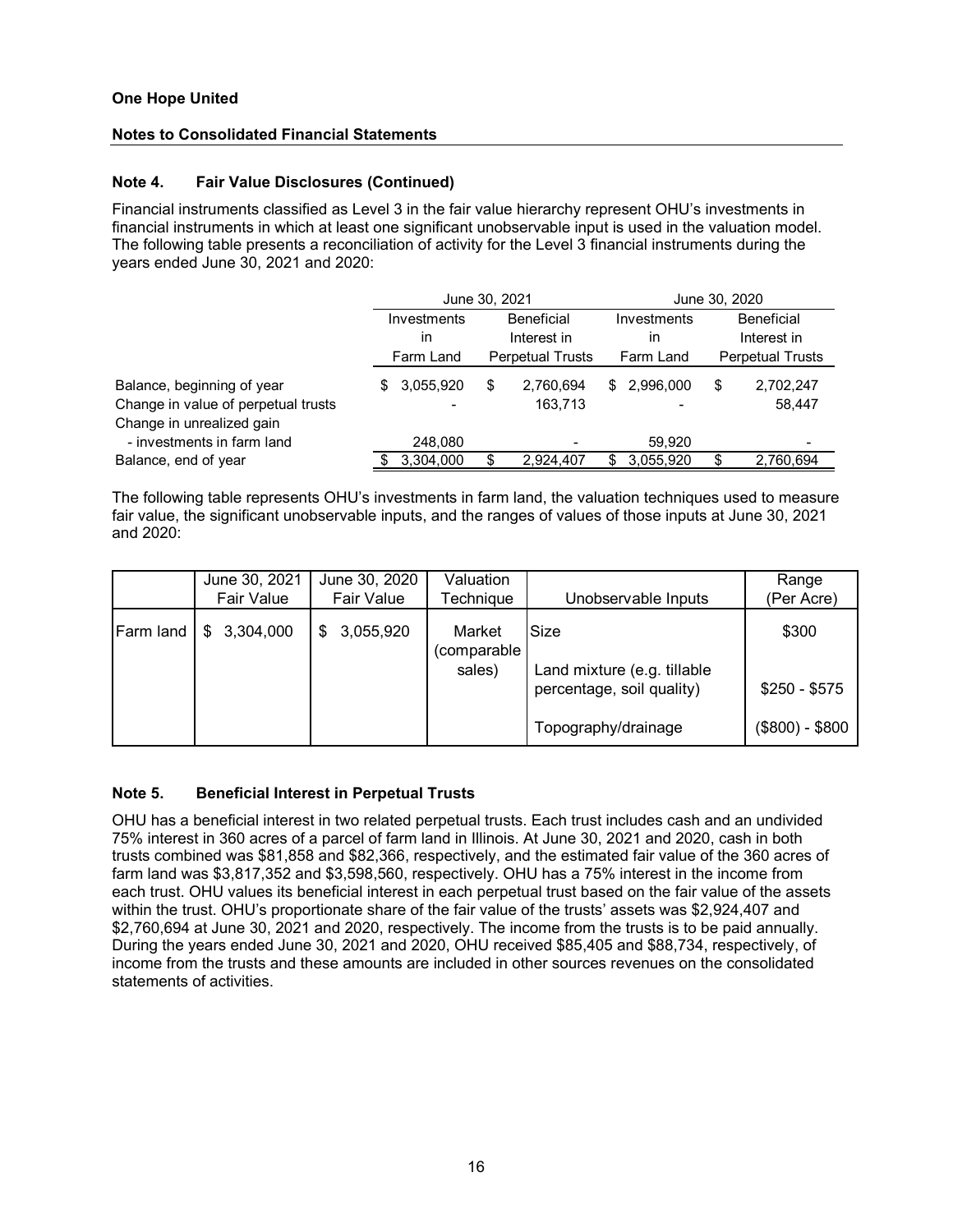**One Hope United**

**Notes to Consolidated Financial Statements**

### Note 4. Fair Value Disclosures (Continued)

Financial instruments classified as Level 3 in the fair value hierarchy represent OHU's investments in financial instruments in which at least one significant unobservable input is used in the valuation model. The following table presents a reconciliation of activity for the Level 3 financial instruments during the years ended June 30, 2021 and 2020:

| | June 30, 2021 | | June 30, 2020 | |
|---|---|---|---|---|
| | Investments in Farm Land | Beneficial Interest in Perpetual Trusts | Investments in Farm Land | Beneficial Interest in Perpetual Trusts |
| Balance, beginning of year | $ 3,055,920 | $ 2,760,694 | $ 2,996,000 | $ 2,702,247 |
| Change in value of perpetual trusts | - | 163,713 | - | 58,447 |
| Change in unrealized gain - investments in farm land | 248,080 | - | 59,920 | - |
| Balance, end of year | $ 3,304,000 | $ 2,924,407 | $ 3,055,920 | $ 2,760,694 |

The following table represents OHU's investments in farm land, the valuation techniques used to measure fair value, the significant unobservable inputs, and the ranges of values of those inputs at June 30, 2021 and 2020:

| | June 30, 2021 Fair Value | June 30, 2020 Fair Value | Valuation Technique | Unobservable Inputs | Range (Per Acre) |
|---|---|---|---|---|---|
| Farm land | $ 3,304,000 | $ 3,055,920 | Market (comparable sales) | Size | $300 |
| | | | | Land mixture (e.g. tillable percentage, soil quality) | $250 - $575 |
| | | | | Topography/drainage | ($800) - $800 |

### Note 5. Beneficial Interest in Perpetual Trusts

OHU has a beneficial interest in two related perpetual trusts. Each trust includes cash and an undivided 75% interest in 360 acres of a parcel of farm land in Illinois. At June 30, 2021 and 2020, cash in both trusts combined was $81,858 and $82,366, respectively, and the estimated fair value of the 360 acres of farm land was $3,817,352 and $3,598,560, respectively. OHU has a 75% interest in the income from each trust. OHU values its beneficial interest in each perpetual trust based on the fair value of the assets within the trust. OHU's proportionate share of the fair value of the trusts' assets was $2,924,407 and $2,760,694 at June 30, 2021 and 2020, respectively. The income from the trusts is to be paid annually. During the years ended June 30, 2021 and 2020, OHU received $85,405 and $88,734, respectively, of income from the trusts and these amounts are included in other sources revenues on the consolidated statements of activities.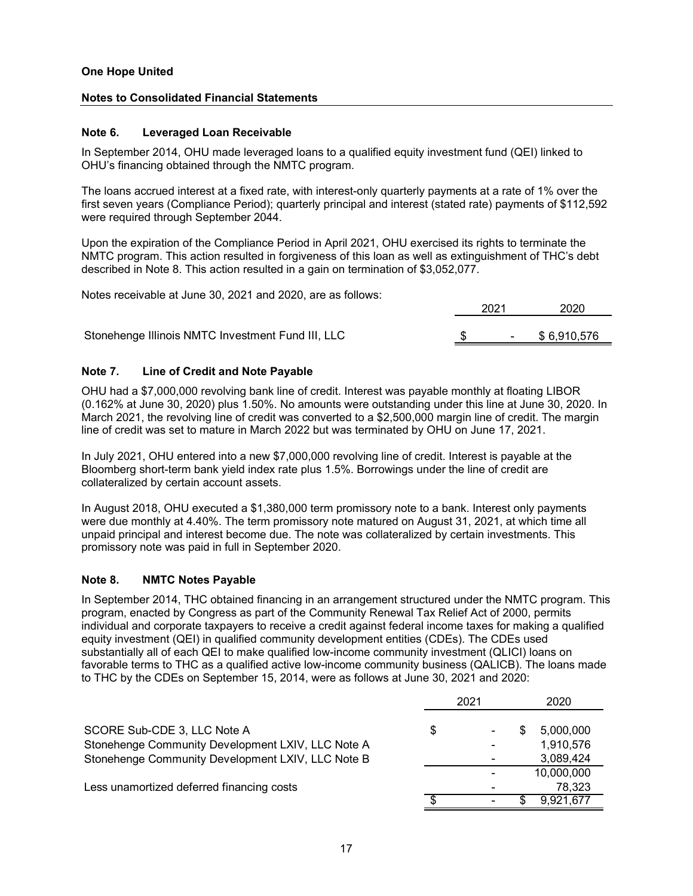**One Hope United**

**Notes to Consolidated Financial Statements**

### Note 6. Leveraged Loan Receivable

In September 2014, OHU made leveraged loans to a qualified equity investment fund (QEI) linked to OHU's financing obtained through the NMTC program.

The loans accrued interest at a fixed rate, with interest-only quarterly payments at a rate of 1% over the first seven years (Compliance Period); quarterly principal and interest (stated rate) payments of $112,592 were required through September 2044.

Upon the expiration of the Compliance Period in April 2021, OHU exercised its rights to terminate the NMTC program. This action resulted in forgiveness of this loan as well as extinguishment of THC's debt described in Note 8. This action resulted in a gain on termination of $3,052,077.

Notes receivable at June 30, 2021 and 2020, are as follows:

| | 2021 | 2020 |
|---|---|---|
| Stonehenge Illinois NMTC Investment Fund III, LLC | $ - | $ 6,910,576 |

### Note 7. Line of Credit and Note Payable

OHU had a $7,000,000 revolving bank line of credit. Interest was payable monthly at floating LIBOR (0.162% at June 30, 2020) plus 1.50%. No amounts were outstanding under this line at June 30, 2020. In March 2021, the revolving line of credit was converted to a $2,500,000 margin line of credit. The margin line of credit was set to mature in March 2022 but was terminated by OHU on June 17, 2021.

In July 2021, OHU entered into a new $7,000,000 revolving line of credit. Interest is payable at the Bloomberg short-term bank yield index rate plus 1.5%. Borrowings under the line of credit are collateralized by certain account assets.

In August 2018, OHU executed a $1,380,000 term promissory note to a bank. Interest only payments were due monthly at 4.40%. The term promissory note matured on August 31, 2021, at which time all unpaid principal and interest become due. The note was collateralized by certain investments. This promissory note was paid in full in September 2020.

### Note 8. NMTC Notes Payable

In September 2014, THC obtained financing in an arrangement structured under the NMTC program. This program, enacted by Congress as part of the Community Renewal Tax Relief Act of 2000, permits individual and corporate taxpayers to receive a credit against federal income taxes for making a qualified equity investment (QEI) in qualified community development entities (CDEs). The CDEs used substantially all of each QEI to make qualified low-income community investment (QLICI) loans on favorable terms to THC as a qualified active low-income community business (QALICB). The loans made to THC by the CDEs on September 15, 2014, were as follows at June 30, 2021 and 2020:

| | 2021 | 2020 |
|---|---|---|
| SCORE Sub-CDE 3, LLC Note A | $ - | $ 5,000,000 |
| Stonehenge Community Development LXIV, LLC Note A | - | 1,910,576 |
| Stonehenge Community Development LXIV, LLC Note B | - | 3,089,424 |
| | - | 10,000,000 |
| Less unamortized deferred financing costs | - | 78,323 |
| | $ - | $ 9,921,677 |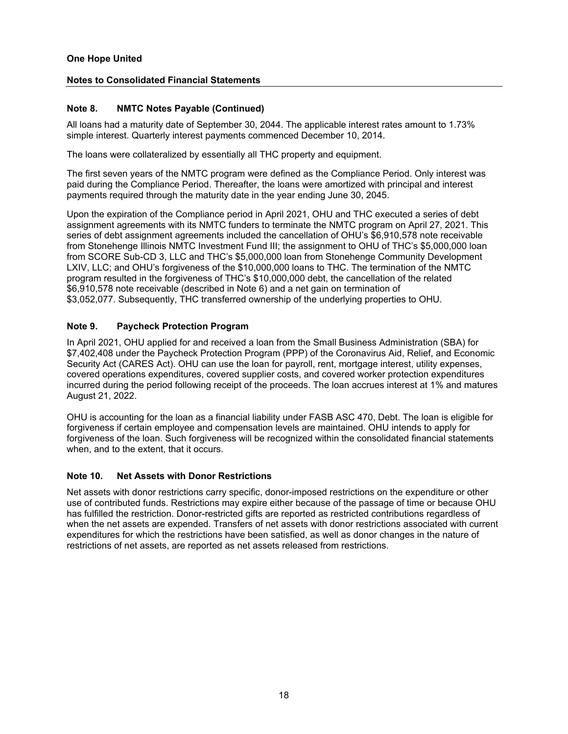**One Hope United**

**Notes to Consolidated Financial Statements**

## Note 8. NMTC Notes Payable (Continued)

All loans had a maturity date of September 30, 2044. The applicable interest rates amount to 1.73% simple interest. Quarterly interest payments commenced December 10, 2014.

The loans were collateralized by essentially all THC property and equipment.

The first seven years of the NMTC program were defined as the Compliance Period. Only interest was paid during the Compliance Period. Thereafter, the loans were amortized with principal and interest payments required through the maturity date in the year ending June 30, 2045.

Upon the expiration of the Compliance period in April 2021, OHU and THC executed a series of debt assignment agreements with its NMTC funders to terminate the NMTC program on April 27, 2021. This series of debt assignment agreements included the cancellation of OHU's $6,910,578 note receivable from Stonehenge Illinois NMTC Investment Fund III; the assignment to OHU of THC's $5,000,000 loan from SCORE Sub-CD 3, LLC and THC's $5,000,000 loan from Stonehenge Community Development LXIV, LLC; and OHU's forgiveness of the $10,000,000 loans to THC. The termination of the NMTC program resulted in the forgiveness of THC's $10,000,000 debt, the cancellation of the related $6,910,578 note receivable (described in Note 6) and a net gain on termination of $3,052,077. Subsequently, THC transferred ownership of the underlying properties to OHU.

## Note 9. Paycheck Protection Program

In April 2021, OHU applied for and received a loan from the Small Business Administration (SBA) for $7,402,408 under the Paycheck Protection Program (PPP) of the Coronavirus Aid, Relief, and Economic Security Act (CARES Act). OHU can use the loan for payroll, rent, mortgage interest, utility expenses, covered operations expenditures, covered supplier costs, and covered worker protection expenditures incurred during the period following receipt of the proceeds. The loan accrues interest at 1% and matures August 21, 2022.

OHU is accounting for the loan as a financial liability under FASB ASC 470, Debt. The loan is eligible for forgiveness if certain employee and compensation levels are maintained. OHU intends to apply for forgiveness of the loan. Such forgiveness will be recognized within the consolidated financial statements when, and to the extent, that it occurs.

## Note 10. Net Assets with Donor Restrictions

Net assets with donor restrictions carry specific, donor-imposed restrictions on the expenditure or other use of contributed funds. Restrictions may expire either because of the passage of time or because OHU has fulfilled the restriction. Donor-restricted gifts are reported as restricted contributions regardless of when the net assets are expended. Transfers of net assets with donor restrictions associated with current expenditures for which the restrictions have been satisfied, as well as donor changes in the nature of restrictions of net assets, are reported as net assets released from restrictions.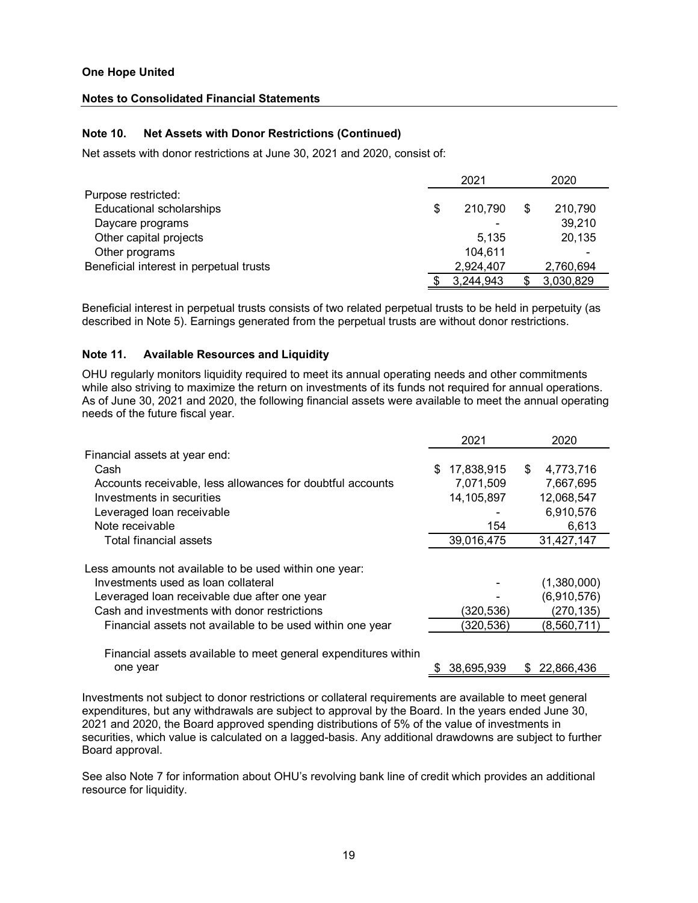**One Hope United**

**Notes to Consolidated Financial Statements**

### Note 10. Net Assets with Donor Restrictions (Continued)

Net assets with donor restrictions at June 30, 2021 and 2020, consist of:

| | 2021 | 2020 |
|---|---|---|
| Purpose restricted: | | |
| Educational scholarships | $ 210,790 | $ 210,790 |
| Daycare programs | - | 39,210 |
| Other capital projects | 5,135 | 20,135 |
| Other programs | 104,611 | - |
| Beneficial interest in perpetual trusts | 2,924,407 | 2,760,694 |
| | $ 3,244,943 | $ 3,030,829 |

Beneficial interest in perpetual trusts consists of two related perpetual trusts to be held in perpetuity (as described in Note 5). Earnings generated from the perpetual trusts are without donor restrictions.

### Note 11. Available Resources and Liquidity

OHU regularly monitors liquidity required to meet its annual operating needs and other commitments while also striving to maximize the return on investments of its funds not required for annual operations. As of June 30, 2021 and 2020, the following financial assets were available to meet the annual operating needs of the future fiscal year.

| | 2021 | 2020 |
|---|---|---|
| Financial assets at year end: | | |
| Cash | $ 17,838,915 | $ 4,773,716 |
| Accounts receivable, less allowances for doubtful accounts | 7,071,509 | 7,667,695 |
| Investments in securities | 14,105,897 | 12,068,547 |
| Leveraged loan receivable | - | 6,910,576 |
| Note receivable | 154 | 6,613 |
| Total financial assets | 39,016,475 | 31,427,147 |
| Less amounts not available to be used within one year: | | |
| Investments used as loan collateral | - | (1,380,000) |
| Leveraged loan receivable due after one year | - | (6,910,576) |
| Cash and investments with donor restrictions | (320,536) | (270,135) |
| Financial assets not available to be used within one year | (320,536) | (8,560,711) |
| Financial assets available to meet general expenditures within one year | $ 38,695,939 | $ 22,866,436 |

Investments not subject to donor restrictions or collateral requirements are available to meet general expenditures, but any withdrawals are subject to approval by the Board. In the years ended June 30, 2021 and 2020, the Board approved spending distributions of 5% of the value of investments in securities, which value is calculated on a lagged-basis. Any additional drawdowns are subject to further Board approval.

See also Note 7 for information about OHU's revolving bank line of credit which provides an additional resource for liquidity.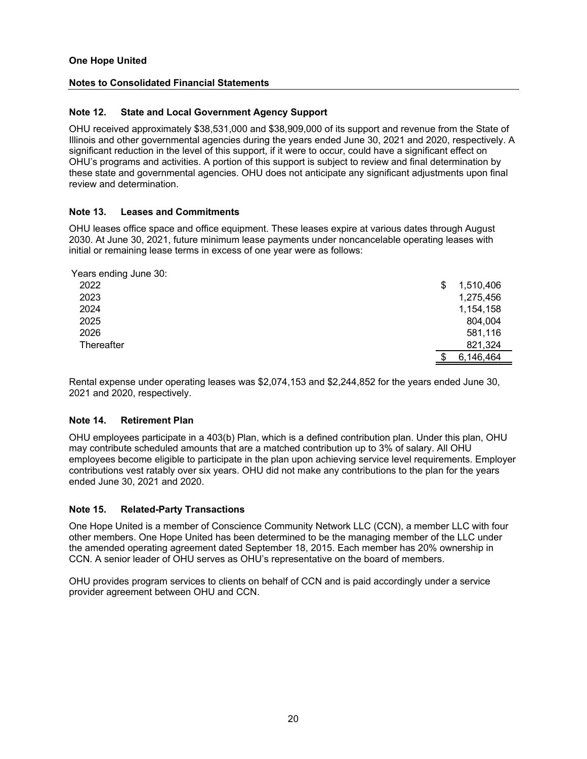**One Hope United**

**Notes to Consolidated Financial Statements**

### Note 12. State and Local Government Agency Support

OHU received approximately $38,531,000 and $38,909,000 of its support and revenue from the State of Illinois and other governmental agencies during the years ended June 30, 2021 and 2020, respectively. A significant reduction in the level of this support, if it were to occur, could have a significant effect on OHU's programs and activities. A portion of this support is subject to review and final determination by these state and governmental agencies. OHU does not anticipate any significant adjustments upon final review and determination.

### Note 13. Leases and Commitments

OHU leases office space and office equipment. These leases expire at various dates through August 2030. At June 30, 2021, future minimum lease payments under noncancelable operating leases with initial or remaining lease terms in excess of one year were as follows:

| Years ending June 30: | |
|---|---|
| 2022 | $ 1,510,406 |
| 2023 | 1,275,456 |
| 2024 | 1,154,158 |
| 2025 | 804,004 |
| 2026 | 581,116 |
| Thereafter | 821,324 |
| | $ 6,146,464 |

Rental expense under operating leases was $2,074,153 and $2,244,852 for the years ended June 30, 2021 and 2020, respectively.

### Note 14. Retirement Plan

OHU employees participate in a 403(b) Plan, which is a defined contribution plan. Under this plan, OHU may contribute scheduled amounts that are a matched contribution up to 3% of salary. All OHU employees become eligible to participate in the plan upon achieving service level requirements. Employer contributions vest ratably over six years. OHU did not make any contributions to the plan for the years ended June 30, 2021 and 2020.

### Note 15. Related-Party Transactions

One Hope United is a member of Conscience Community Network LLC (CCN), a member LLC with four other members. One Hope United has been determined to be the managing member of the LLC under the amended operating agreement dated September 18, 2015. Each member has 20% ownership in CCN. A senior leader of OHU serves as OHU's representative on the board of members.

OHU provides program services to clients on behalf of CCN and is paid accordingly under a service provider agreement between OHU and CCN.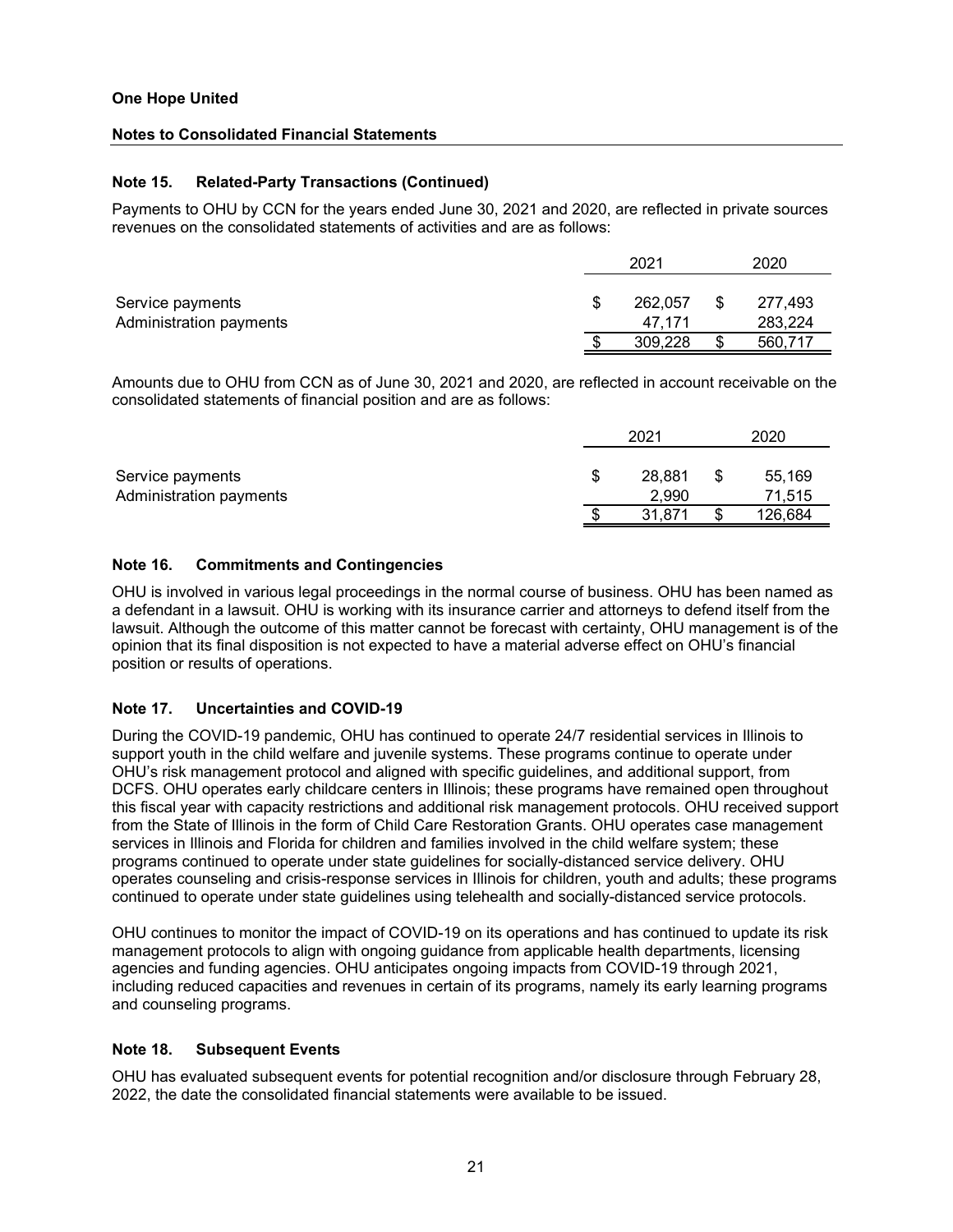**One Hope United**

**Notes to Consolidated Financial Statements**

### Note 15. Related-Party Transactions (Continued)

Payments to OHU by CCN for the years ended June 30, 2021 and 2020, are reflected in private sources revenues on the consolidated statements of activities and are as follows:

| | 2021 | 2020 |
|---|---|---|
| Service payments | $ 262,057 | $ 277,493 |
| Administration payments | 47,171 | 283,224 |
| | $ 309,228 | $ 560,717 |

Amounts due to OHU from CCN as of June 30, 2021 and 2020, are reflected in account receivable on the consolidated statements of financial position and are as follows:

| | 2021 | 2020 |
|---|---|---|
| Service payments | $ 28,881 | $ 55,169 |
| Administration payments | 2,990 | 71,515 |
| | $ 31,871 | $ 126,684 |

### Note 16. Commitments and Contingencies

OHU is involved in various legal proceedings in the normal course of business. OHU has been named as a defendant in a lawsuit. OHU is working with its insurance carrier and attorneys to defend itself from the lawsuit. Although the outcome of this matter cannot be forecast with certainty, OHU management is of the opinion that its final disposition is not expected to have a material adverse effect on OHU's financial position or results of operations.

### Note 17. Uncertainties and COVID-19

During the COVID-19 pandemic, OHU has continued to operate 24/7 residential services in Illinois to support youth in the child welfare and juvenile systems. These programs continue to operate under OHU's risk management protocol and aligned with specific guidelines, and additional support, from DCFS. OHU operates early childcare centers in Illinois; these programs have remained open throughout this fiscal year with capacity restrictions and additional risk management protocols. OHU received support from the State of Illinois in the form of Child Care Restoration Grants. OHU operates case management services in Illinois and Florida for children and families involved in the child welfare system; these programs continued to operate under state guidelines for socially-distanced service delivery. OHU operates counseling and crisis-response services in Illinois for children, youth and adults; these programs continued to operate under state guidelines using telehealth and socially-distanced service protocols.

OHU continues to monitor the impact of COVID-19 on its operations and has continued to update its risk management protocols to align with ongoing guidance from applicable health departments, licensing agencies and funding agencies. OHU anticipates ongoing impacts from COVID-19 through 2021, including reduced capacities and revenues in certain of its programs, namely its early learning programs and counseling programs.

### Note 18. Subsequent Events

OHU has evaluated subsequent events for potential recognition and/or disclosure through February 28, 2022, the date the consolidated financial statements were available to be issued.